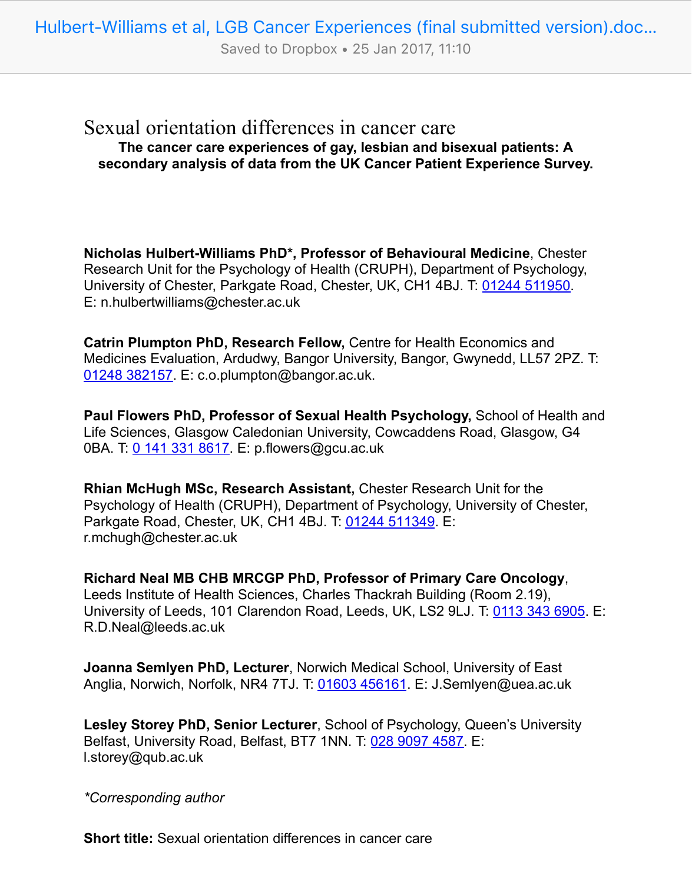# Sexual orientation differences in cancer care

## The cancer care experiences of gay, lesbian and bisexual patients: A secondary analysis of data from the UK Cancer Patient Experience Survey.

**Nicholas Hulbert-Williams PhD*, Professor of Behavioural Medicine**, Chester Research Unit for the Psychology of Health (CRUPH), Department of Psychology, University of Chester, Parkgate Road, Chester, UK, CH1 4BJ. T: 01244 511950. E: n.hulbertwilliams@chester.ac.uk

**Catrin Plumpton PhD, Research Fellow,** Centre for Health Economics and Medicines Evaluation, Ardudwy, Bangor University, Bangor, Gwynedd, LL57 2PZ. T: 01248 382157. E: c.o.plumpton@bangor.ac.uk.

**Paul Flowers PhD, Professor of Sexual Health Psychology,** School of Health and Life Sciences, Glasgow Caledonian University, Cowcaddens Road, Glasgow, G4 0BA. T: 0 141 331 8617. E: p.flowers@gcu.ac.uk

**Rhian McHugh MSc, Research Assistant,** Chester Research Unit for the Psychology of Health (CRUPH), Department of Psychology, University of Chester, Parkgate Road, Chester, UK, CH1 4BJ. T: 01244 511349. E: r.mchugh@chester.ac.uk

**Richard Neal MB CHB MRCGP PhD, Professor of Primary Care Oncology**, Leeds Institute of Health Sciences, Charles Thackrah Building (Room 2.19), University of Leeds, 101 Clarendon Road, Leeds, UK, LS2 9LJ. T: 0113 343 6905. E: R.D.Neal@leeds.ac.uk

**Joanna Semlyen PhD, Lecturer**, Norwich Medical School, University of East Anglia, Norwich, Norfolk, NR4 7TJ. T: 01603 456161. E: J.Semlyen@uea.ac.uk

**Lesley Storey PhD, Senior Lecturer**, School of Psychology, Queen's University Belfast, University Road, Belfast, BT7 1NN. T: 028 9097 4587. E: l.storey@qub.ac.uk

*\*Corresponding author*

**Short title:** Sexual orientation differences in cancer care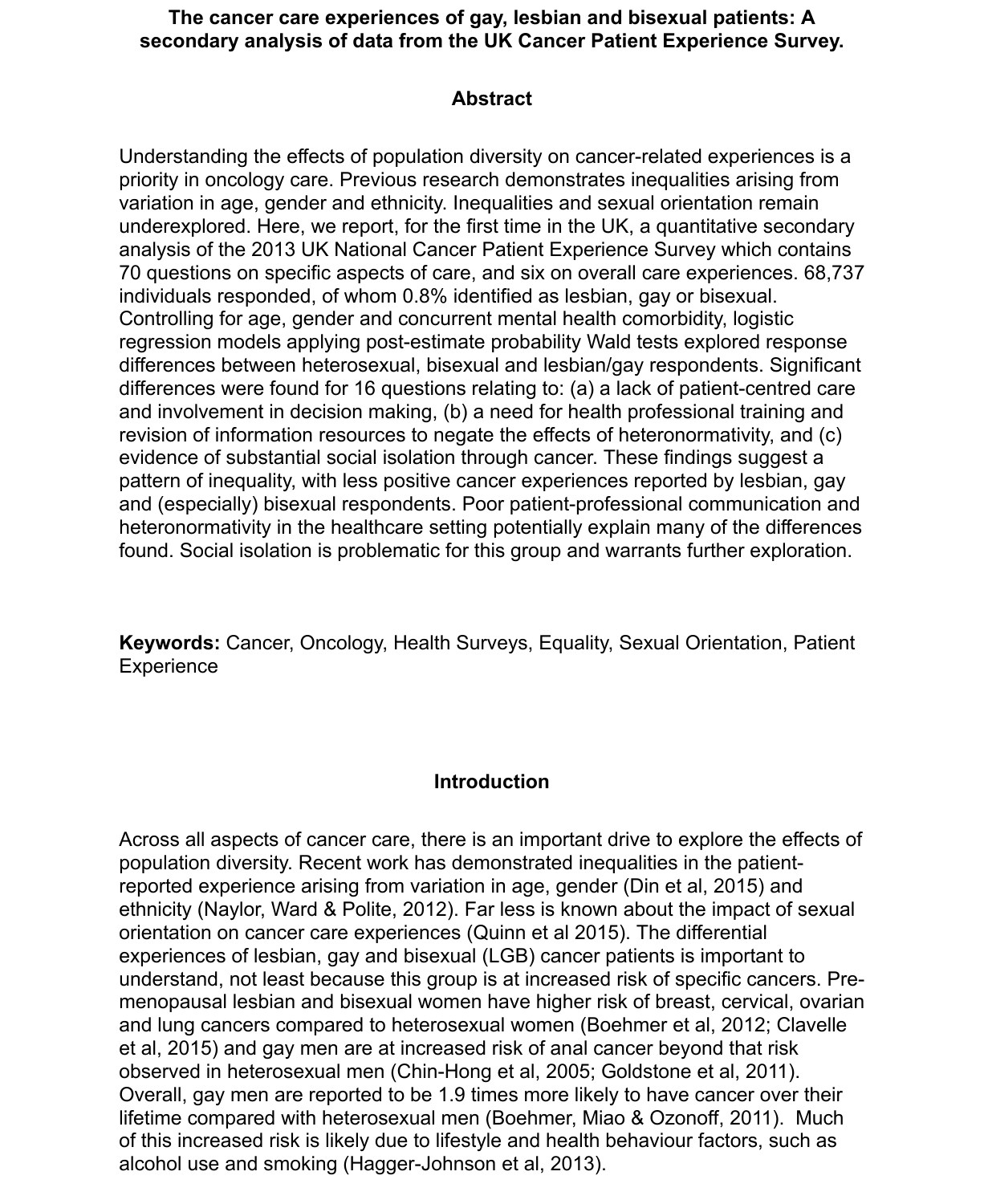# The cancer care experiences of gay, lesbian and bisexual patients: A secondary analysis of data from the UK Cancer Patient Experience Survey.

## Abstract

Understanding the effects of population diversity on cancer-related experiences is a priority in oncology care. Previous research demonstrates inequalities arising from variation in age, gender and ethnicity. Inequalities and sexual orientation remain underexplored. Here, we report, for the first time in the UK, a quantitative secondary analysis of the 2013 UK National Cancer Patient Experience Survey which contains 70 questions on specific aspects of care, and six on overall care experiences. 68,737 individuals responded, of whom 0.8% identified as lesbian, gay or bisexual. Controlling for age, gender and concurrent mental health comorbidity, logistic regression models applying post-estimate probability Wald tests explored response differences between heterosexual, bisexual and lesbian/gay respondents. Significant differences were found for 16 questions relating to: (a) a lack of patient-centred care and involvement in decision making, (b) a need for health professional training and revision of information resources to negate the effects of heteronormativity, and (c) evidence of substantial social isolation through cancer. These findings suggest a pattern of inequality, with less positive cancer experiences reported by lesbian, gay and (especially) bisexual respondents. Poor patient-professional communication and heteronormativity in the healthcare setting potentially explain many of the differences found. Social isolation is problematic for this group and warrants further exploration.

**Keywords:** Cancer, Oncology, Health Surveys, Equality, Sexual Orientation, Patient Experience

## Introduction

Across all aspects of cancer care, there is an important drive to explore the effects of population diversity. Recent work has demonstrated inequalities in the patient-reported experience arising from variation in age, gender (Din et al, 2015) and ethnicity (Naylor, Ward & Polite, 2012). Far less is known about the impact of sexual orientation on cancer care experiences (Quinn et al 2015). The differential experiences of lesbian, gay and bisexual (LGB) cancer patients is important to understand, not least because this group is at increased risk of specific cancers. Pre-menopausal lesbian and bisexual women have higher risk of breast, cervical, ovarian and lung cancers compared to heterosexual women (Boehmer et al, 2012; Clavelle et al, 2015) and gay men are at increased risk of anal cancer beyond that risk observed in heterosexual men (Chin-Hong et al, 2005; Goldstone et al, 2011). Overall, gay men are reported to be 1.9 times more likely to have cancer over their lifetime compared with heterosexual men (Boehmer, Miao & Ozonoff, 2011). Much of this increased risk is likely due to lifestyle and health behaviour factors, such as alcohol use and smoking (Hagger-Johnson et al, 2013).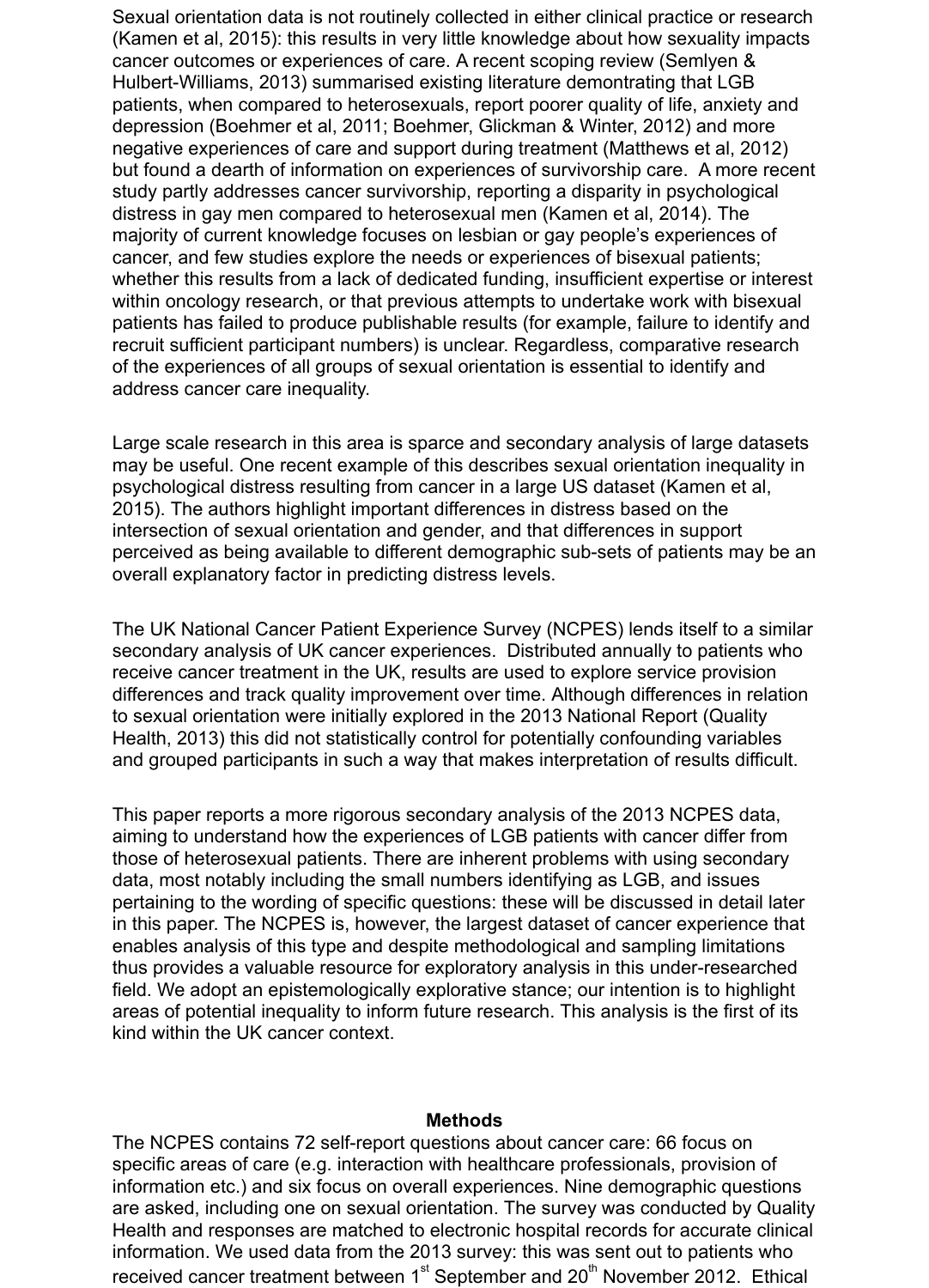Sexual orientation data is not routinely collected in either clinical practice or research (Kamen et al, 2015): this results in very little knowledge about how sexuality impacts cancer outcomes or experiences of care. A recent scoping review (Semlyen & Hulbert-Williams, 2013) summarised existing literature demontrating that LGB patients, when compared to heterosexuals, report poorer quality of life, anxiety and depression (Boehmer et al, 2011; Boehmer, Glickman & Winter, 2012) and more negative experiences of care and support during treatment (Matthews et al, 2012) but found a dearth of information on experiences of survivorship care. A more recent study partly addresses cancer survivorship, reporting a disparity in psychological distress in gay men compared to heterosexual men (Kamen et al, 2014). The majority of current knowledge focuses on lesbian or gay people's experiences of cancer, and few studies explore the needs or experiences of bisexual patients; whether this results from a lack of dedicated funding, insufficient expertise or interest within oncology research, or that previous attempts to undertake work with bisexual patients has failed to produce publishable results (for example, failure to identify and recruit sufficient participant numbers) is unclear. Regardless, comparative research of the experiences of all groups of sexual orientation is essential to identify and address cancer care inequality.

Large scale research in this area is sparce and secondary analysis of large datasets may be useful. One recent example of this describes sexual orientation inequality in psychological distress resulting from cancer in a large US dataset (Kamen et al, 2015). The authors highlight important differences in distress based on the intersection of sexual orientation and gender, and that differences in support perceived as being available to different demographic sub-sets of patients may be an overall explanatory factor in predicting distress levels.

The UK National Cancer Patient Experience Survey (NCPES) lends itself to a similar secondary analysis of UK cancer experiences. Distributed annually to patients who receive cancer treatment in the UK, results are used to explore service provision differences and track quality improvement over time. Although differences in relation to sexual orientation were initially explored in the 2013 National Report (Quality Health, 2013) this did not statistically control for potentially confounding variables and grouped participants in such a way that makes interpretation of results difficult.

This paper reports a more rigorous secondary analysis of the 2013 NCPES data, aiming to understand how the experiences of LGB patients with cancer differ from those of heterosexual patients. There are inherent problems with using secondary data, most notably including the small numbers identifying as LGB, and issues pertaining to the wording of specific questions: these will be discussed in detail later in this paper. The NCPES is, however, the largest dataset of cancer experience that enables analysis of this type and despite methodological and sampling limitations thus provides a valuable resource for exploratory analysis in this under-researched field. We adopt an epistemologically explorative stance; our intention is to highlight areas of potential inequality to inform future research. This analysis is the first of its kind within the UK cancer context.

## Methods

The NCPES contains 72 self-report questions about cancer care: 66 focus on specific areas of care (e.g. interaction with healthcare professionals, provision of information etc.) and six focus on overall experiences. Nine demographic questions are asked, including one on sexual orientation. The survey was conducted by Quality Health and responses are matched to electronic hospital records for accurate clinical information. We used data from the 2013 survey: this was sent out to patients who received cancer treatment between 1st September and 20th November 2012. Ethical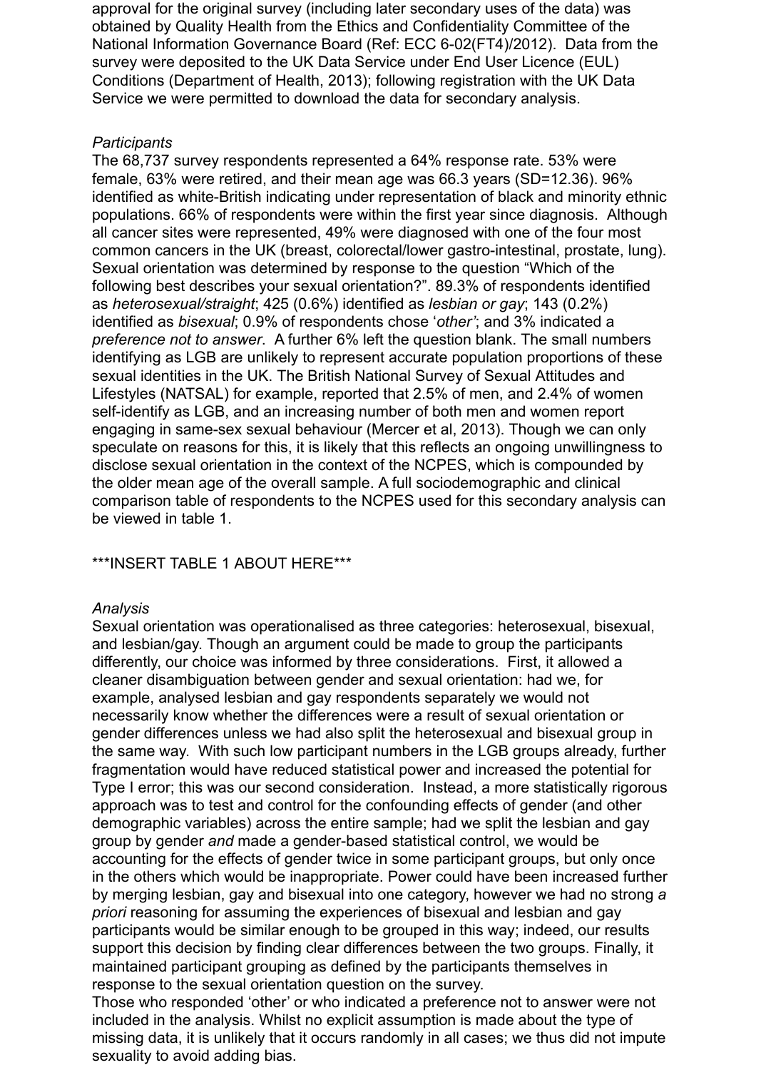approval for the original survey (including later secondary uses of the data) was obtained by Quality Health from the Ethics and Confidentiality Committee of the National Information Governance Board (Ref: ECC 6-02(FT4)/2012). Data from the survey were deposited to the UK Data Service under End User Licence (EUL) Conditions (Department of Health, 2013); following registration with the UK Data Service we were permitted to download the data for secondary analysis.

*Participants*

The 68,737 survey respondents represented a 64% response rate. 53% were female, 63% were retired, and their mean age was 66.3 years (SD=12.36). 96% identified as white-British indicating under representation of black and minority ethnic populations. 66% of respondents were within the first year since diagnosis. Although all cancer sites were represented, 49% were diagnosed with one of the four most common cancers in the UK (breast, colorectal/lower gastro-intestinal, prostate, lung). Sexual orientation was determined by response to the question "Which of the following best describes your sexual orientation?". 89.3% of respondents identified as *heterosexual/straight*; 425 (0.6%) identified as *lesbian or gay*; 143 (0.2%) identified as *bisexual*; 0.9% of respondents chose '*other'*; and 3% indicated a *preference not to answer*. A further 6% left the question blank. The small numbers identifying as LGB are unlikely to represent accurate population proportions of these sexual identities in the UK. The British National Survey of Sexual Attitudes and Lifestyles (NATSAL) for example, reported that 2.5% of men, and 2.4% of women self-identify as LGB, and an increasing number of both men and women report engaging in same-sex sexual behaviour (Mercer et al, 2013). Though we can only speculate on reasons for this, it is likely that this reflects an ongoing unwillingness to disclose sexual orientation in the context of the NCPES, which is compounded by the older mean age of the overall sample. A full sociodemographic and clinical comparison table of respondents to the NCPES used for this secondary analysis can be viewed in table 1.

***INSERT TABLE 1 ABOUT HERE***

*Analysis*

Sexual orientation was operationalised as three categories: heterosexual, bisexual, and lesbian/gay. Though an argument could be made to group the participants differently, our choice was informed by three considerations. First, it allowed a cleaner disambiguation between gender and sexual orientation: had we, for example, analysed lesbian and gay respondents separately we would not necessarily know whether the differences were a result of sexual orientation or gender differences unless we had also split the heterosexual and bisexual group in the same way. With such low participant numbers in the LGB groups already, further fragmentation would have reduced statistical power and increased the potential for Type I error; this was our second consideration. Instead, a more statistically rigorous approach was to test and control for the confounding effects of gender (and other demographic variables) across the entire sample; had we split the lesbian and gay group by gender *and* made a gender-based statistical control, we would be accounting for the effects of gender twice in some participant groups, but only once in the others which would be inappropriate. Power could have been increased further by merging lesbian, gay and bisexual into one category, however we had no strong *a priori* reasoning for assuming the experiences of bisexual and lesbian and gay participants would be similar enough to be grouped in this way; indeed, our results support this decision by finding clear differences between the two groups. Finally, it maintained participant grouping as defined by the participants themselves in response to the sexual orientation question on the survey.
Those who responded 'other' or who indicated a preference not to answer were not included in the analysis. Whilst no explicit assumption is made about the type of missing data, it is unlikely that it occurs randomly in all cases; we thus did not impute sexuality to avoid adding bias.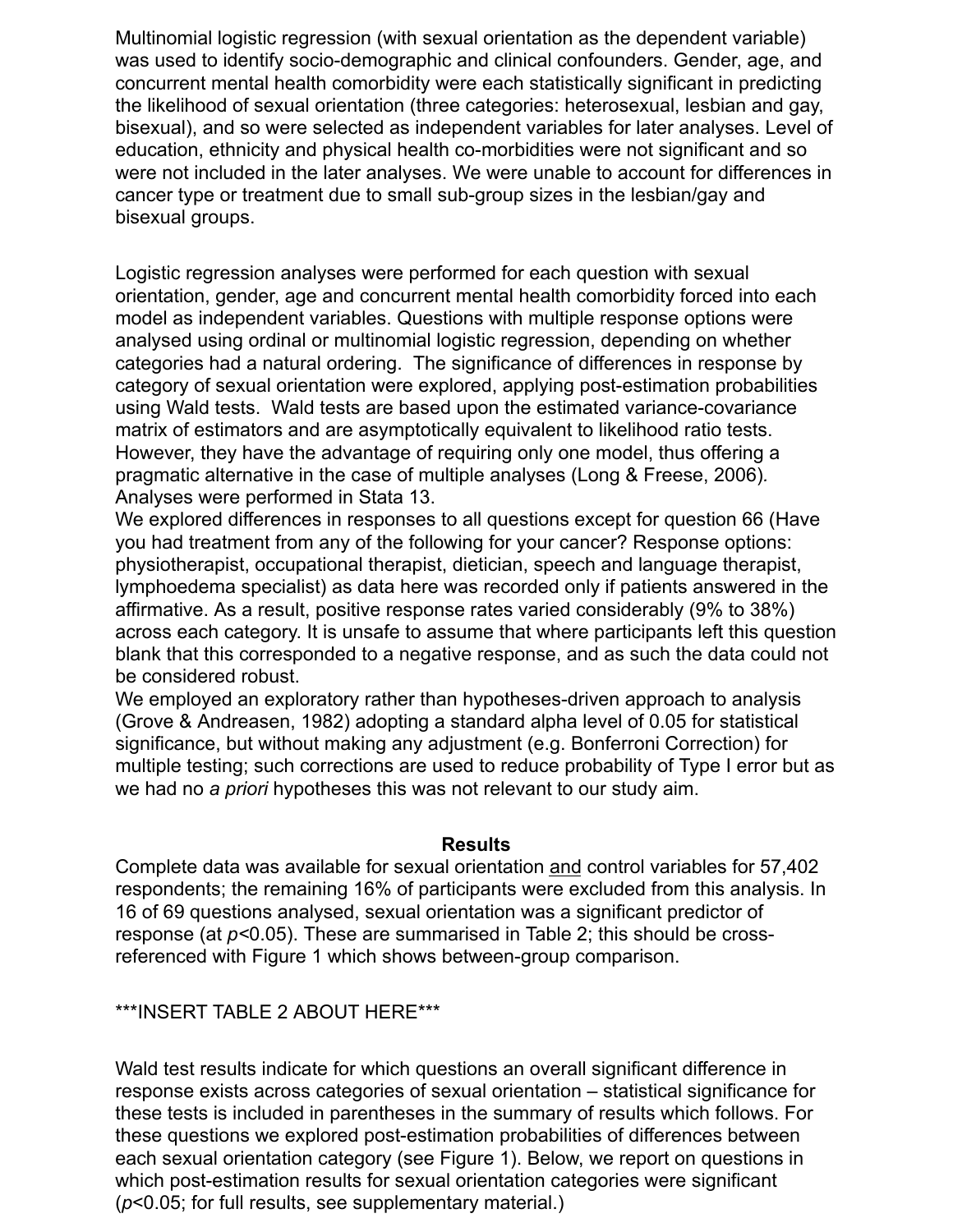Multinomial logistic regression (with sexual orientation as the dependent variable) was used to identify socio-demographic and clinical confounders. Gender, age, and concurrent mental health comorbidity were each statistically significant in predicting the likelihood of sexual orientation (three categories: heterosexual, lesbian and gay, bisexual), and so were selected as independent variables for later analyses. Level of education, ethnicity and physical health co-morbidities were not significant and so were not included in the later analyses. We were unable to account for differences in cancer type or treatment due to small sub-group sizes in the lesbian/gay and bisexual groups.

Logistic regression analyses were performed for each question with sexual orientation, gender, age and concurrent mental health comorbidity forced into each model as independent variables. Questions with multiple response options were analysed using ordinal or multinomial logistic regression, depending on whether categories had a natural ordering. The significance of differences in response by category of sexual orientation were explored, applying post-estimation probabilities using Wald tests. Wald tests are based upon the estimated variance-covariance matrix of estimators and are asymptotically equivalent to likelihood ratio tests. However, they have the advantage of requiring only one model, thus offering a pragmatic alternative in the case of multiple analyses (Long & Freese, 2006). Analyses were performed in Stata 13.

We explored differences in responses to all questions except for question 66 (Have you had treatment from any of the following for your cancer? Response options: physiotherapist, occupational therapist, dietician, speech and language therapist, lymphoedema specialist) as data here was recorded only if patients answered in the affirmative. As a result, positive response rates varied considerably (9% to 38%) across each category. It is unsafe to assume that where participants left this question blank that this corresponded to a negative response, and as such the data could not be considered robust.

We employed an exploratory rather than hypotheses-driven approach to analysis (Grove & Andreasen, 1982) adopting a standard alpha level of 0.05 for statistical significance, but without making any adjustment (e.g. Bonferroni Correction) for multiple testing; such corrections are used to reduce probability of Type I error but as we had no *a priori* hypotheses this was not relevant to our study aim.

## Results

Complete data was available for sexual orientation and control variables for 57,402 respondents; the remaining 16% of participants were excluded from this analysis. In 16 of 69 questions analysed, sexual orientation was a significant predictor of response (at $p<0.05$). These are summarised in Table 2; this should be cross-referenced with Figure 1 which shows between-group comparison.

***INSERT TABLE 2 ABOUT HERE***

Wald test results indicate for which questions an overall significant difference in response exists across categories of sexual orientation – statistical significance for these tests is included in parentheses in the summary of results which follows. For these questions we explored post-estimation probabilities of differences between each sexual orientation category (see Figure 1). Below, we report on questions in which post-estimation results for sexual orientation categories were significant ($p<0.05$; for full results, see supplementary material.)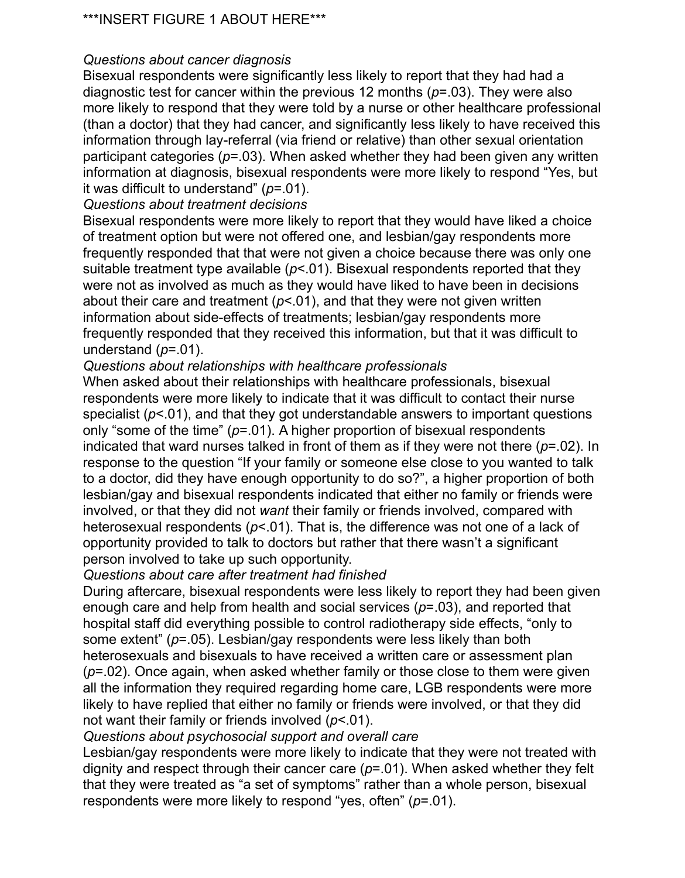***INSERT FIGURE 1 ABOUT HERE***

*Questions about cancer diagnosis*

Bisexual respondents were significantly less likely to report that they had had a diagnostic test for cancer within the previous 12 months ($p$=.03). They were also more likely to respond that they were told by a nurse or other healthcare professional (than a doctor) that they had cancer, and significantly less likely to have received this information through lay-referral (via friend or relative) than other sexual orientation participant categories ($p$=.03). When asked whether they had been given any written information at diagnosis, bisexual respondents were more likely to respond "Yes, but it was difficult to understand" ($p$=.01).

*Questions about treatment decisions*

Bisexual respondents were more likely to report that they would have liked a choice of treatment option but were not offered one, and lesbian/gay respondents more frequently responded that that were not given a choice because there was only one suitable treatment type available ($p$<.01). Bisexual respondents reported that they were not as involved as much as they would have liked to have been in decisions about their care and treatment ($p$<.01), and that they were not given written information about side-effects of treatments; lesbian/gay respondents more frequently responded that they received this information, but that it was difficult to understand ($p$=.01).

*Questions about relationships with healthcare professionals*

When asked about their relationships with healthcare professionals, bisexual respondents were more likely to indicate that it was difficult to contact their nurse specialist ($p$<.01), and that they got understandable answers to important questions only "some of the time" ($p$=.01). A higher proportion of bisexual respondents indicated that ward nurses talked in front of them as if they were not there ($p$=.02). In response to the question "If your family or someone else close to you wanted to talk to a doctor, did they have enough opportunity to do so?", a higher proportion of both lesbian/gay and bisexual respondents indicated that either no family or friends were involved, or that they did not *want* their family or friends involved, compared with heterosexual respondents ($p$<.01). That is, the difference was not one of a lack of opportunity provided to talk to doctors but rather that there wasn't a significant person involved to take up such opportunity.

*Questions about care after treatment had finished*

During aftercare, bisexual respondents were less likely to report they had been given enough care and help from health and social services ($p$=.03), and reported that hospital staff did everything possible to control radiotherapy side effects, "only to some extent" ($p$=.05). Lesbian/gay respondents were less likely than both heterosexuals and bisexuals to have received a written care or assessment plan ($p$=.02). Once again, when asked whether family or those close to them were given all the information they required regarding home care, LGB respondents were more likely to have replied that either no family or friends were involved, or that they did not want their family or friends involved ($p$<.01).

*Questions about psychosocial support and overall care*

Lesbian/gay respondents were more likely to indicate that they were not treated with dignity and respect through their cancer care ($p$=.01). When asked whether they felt that they were treated as "a set of symptoms" rather than a whole person, bisexual respondents were more likely to respond "yes, often" ($p$=.01).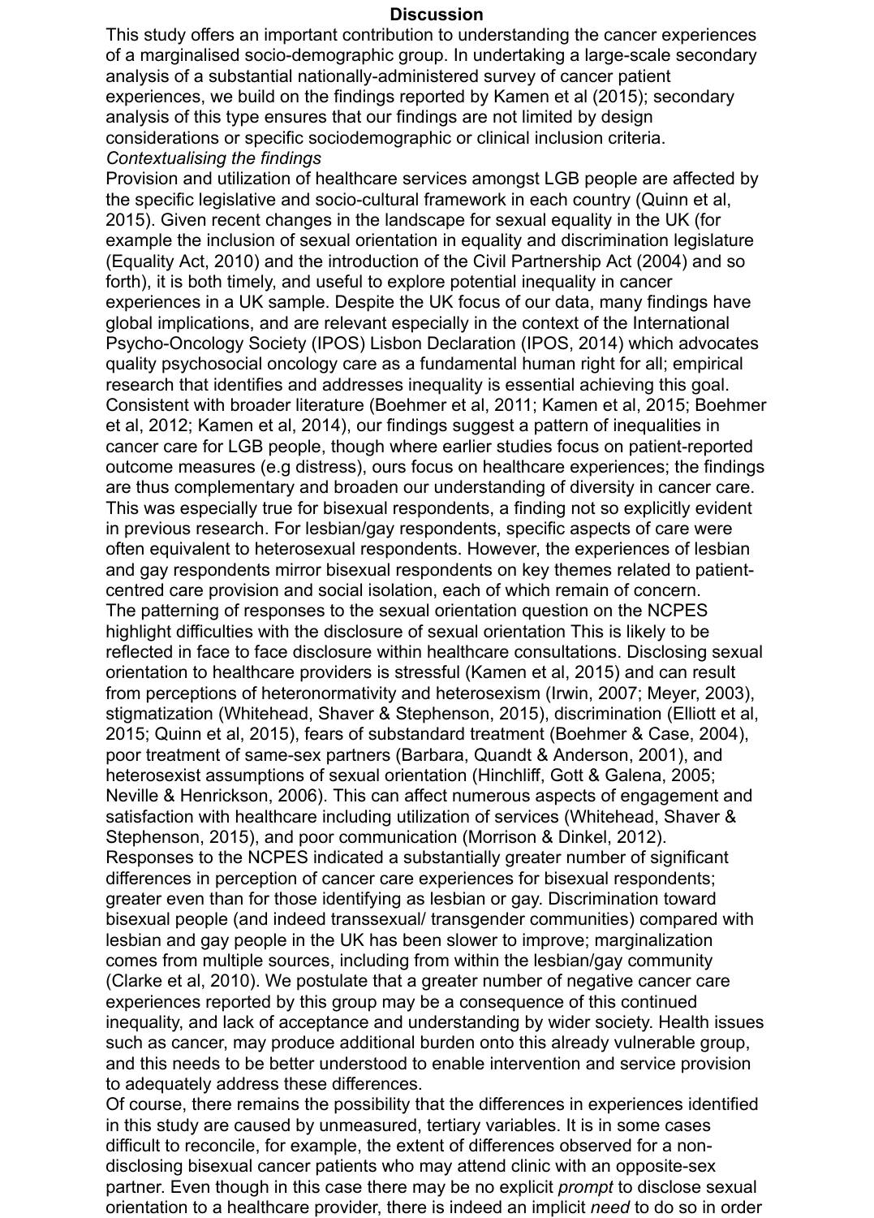## Discussion

This study offers an important contribution to understanding the cancer experiences of a marginalised socio-demographic group. In undertaking a large-scale secondary analysis of a substantial nationally-administered survey of cancer patient experiences, we build on the findings reported by Kamen et al (2015); secondary analysis of this type ensures that our findings are not limited by design considerations or specific sociodemographic or clinical inclusion criteria.

*Contextualising the findings*

Provision and utilization of healthcare services amongst LGB people are affected by the specific legislative and socio-cultural framework in each country (Quinn et al, 2015). Given recent changes in the landscape for sexual equality in the UK (for example the inclusion of sexual orientation in equality and discrimination legislature (Equality Act, 2010) and the introduction of the Civil Partnership Act (2004) and so forth), it is both timely, and useful to explore potential inequality in cancer experiences in a UK sample. Despite the UK focus of our data, many findings have global implications, and are relevant especially in the context of the International Psycho-Oncology Society (IPOS) Lisbon Declaration (IPOS, 2014) which advocates quality psychosocial oncology care as a fundamental human right for all; empirical research that identifies and addresses inequality is essential achieving this goal. Consistent with broader literature (Boehmer et al, 2011; Kamen et al, 2015; Boehmer et al, 2012; Kamen et al, 2014), our findings suggest a pattern of inequalities in cancer care for LGB people, though where earlier studies focus on patient-reported outcome measures (e.g distress), ours focus on healthcare experiences; the findings are thus complementary and broaden our understanding of diversity in cancer care. This was especially true for bisexual respondents, a finding not so explicitly evident in previous research. For lesbian/gay respondents, specific aspects of care were often equivalent to heterosexual respondents. However, the experiences of lesbian and gay respondents mirror bisexual respondents on key themes related to patient-centred care provision and social isolation, each of which remain of concern.

The patterning of responses to the sexual orientation question on the NCPES highlight difficulties with the disclosure of sexual orientation This is likely to be reflected in face to face disclosure within healthcare consultations. Disclosing sexual orientation to healthcare providers is stressful (Kamen et al, 2015) and can result from perceptions of heteronormativity and heterosexism (Irwin, 2007; Meyer, 2003), stigmatization (Whitehead, Shaver & Stephenson, 2015), discrimination (Elliott et al, 2015; Quinn et al, 2015), fears of substandard treatment (Boehmer & Case, 2004), poor treatment of same-sex partners (Barbara, Quandt & Anderson, 2001), and heterosexist assumptions of sexual orientation (Hinchliff, Gott & Galena, 2005; Neville & Henrickson, 2006). This can affect numerous aspects of engagement and satisfaction with healthcare including utilization of services (Whitehead, Shaver & Stephenson, 2015), and poor communication (Morrison & Dinkel, 2012).

Responses to the NCPES indicated a substantially greater number of significant differences in perception of cancer care experiences for bisexual respondents; greater even than for those identifying as lesbian or gay. Discrimination toward bisexual people (and indeed transsexual/ transgender communities) compared with lesbian and gay people in the UK has been slower to improve; marginalization comes from multiple sources, including from within the lesbian/gay community (Clarke et al, 2010). We postulate that a greater number of negative cancer care experiences reported by this group may be a consequence of this continued inequality, and lack of acceptance and understanding by wider society. Health issues such as cancer, may produce additional burden onto this already vulnerable group, and this needs to be better understood to enable intervention and service provision to adequately address these differences.

Of course, there remains the possibility that the differences in experiences identified in this study are caused by unmeasured, tertiary variables. It is in some cases difficult to reconcile, for example, the extent of differences observed for a non-disclosing bisexual cancer patients who may attend clinic with an opposite-sex partner. Even though in this case there may be no explicit *prompt* to disclose sexual orientation to a healthcare provider, there is indeed an implicit *need* to do so in order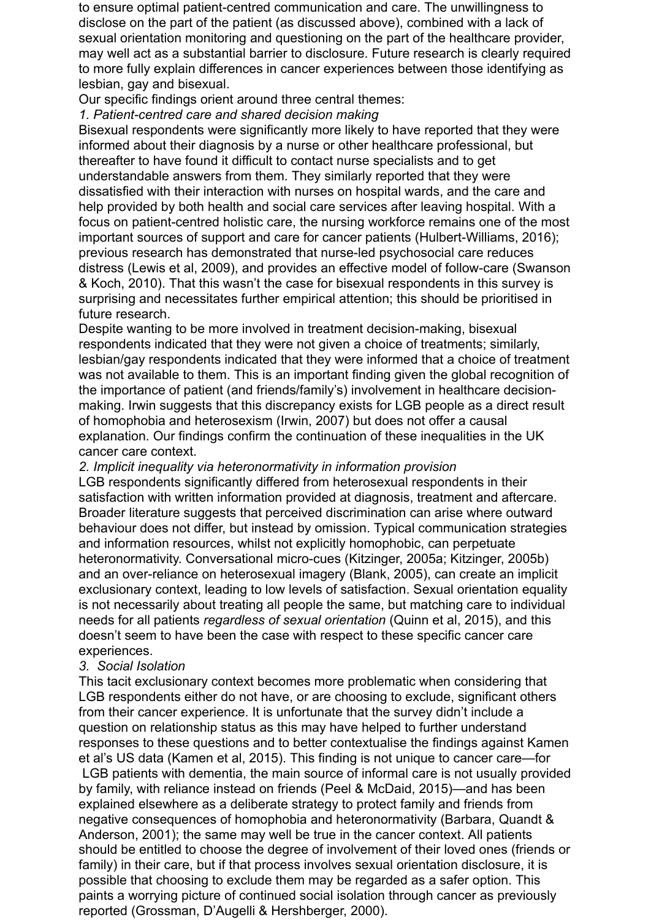to ensure optimal patient-centred communication and care. The unwillingness to disclose on the part of the patient (as discussed above), combined with a lack of sexual orientation monitoring and questioning on the part of the healthcare provider, may well act as a substantial barrier to disclosure. Future research is clearly required to more fully explain differences in cancer experiences between those identifying as lesbian, gay and bisexual.

Our specific findings orient around three central themes:

*1. Patient-centred care and shared decision making*

Bisexual respondents were significantly more likely to have reported that they were informed about their diagnosis by a nurse or other healthcare professional, but thereafter to have found it difficult to contact nurse specialists and to get understandable answers from them. They similarly reported that they were dissatisfied with their interaction with nurses on hospital wards, and the care and help provided by both health and social care services after leaving hospital. With a focus on patient-centred holistic care, the nursing workforce remains one of the most important sources of support and care for cancer patients (Hulbert-Williams, 2016); previous research has demonstrated that nurse-led psychosocial care reduces distress (Lewis et al, 2009), and provides an effective model of follow-care (Swanson & Koch, 2010). That this wasn't the case for bisexual respondents in this survey is surprising and necessitates further empirical attention; this should be prioritised in future research.

Despite wanting to be more involved in treatment decision-making, bisexual respondents indicated that they were not given a choice of treatments; similarly, lesbian/gay respondents indicated that they were informed that a choice of treatment was not available to them. This is an important finding given the global recognition of the importance of patient (and friends/family's) involvement in healthcare decision-making. Irwin suggests that this discrepancy exists for LGB people as a direct result of homophobia and heterosexism (Irwin, 2007) but does not offer a causal explanation. Our findings confirm the continuation of these inequalities in the UK cancer care context.

*2. Implicit inequality via heteronormativity in information provision*

LGB respondents significantly differed from heterosexual respondents in their satisfaction with written information provided at diagnosis, treatment and aftercare. Broader literature suggests that perceived discrimination can arise where outward behaviour does not differ, but instead by omission. Typical communication strategies and information resources, whilst not explicitly homophobic, can perpetuate heteronormativity. Conversational micro-cues (Kitzinger, 2005a; Kitzinger, 2005b) and an over-reliance on heterosexual imagery (Blank, 2005), can create an implicit exclusionary context, leading to low levels of satisfaction. Sexual orientation equality is not necessarily about treating all people the same, but matching care to individual needs for all patients *regardless of sexual orientation* (Quinn et al, 2015), and this doesn't seem to have been the case with respect to these specific cancer care experiences.

*3. Social Isolation*

This tacit exclusionary context becomes more problematic when considering that LGB respondents either do not have, or are choosing to exclude, significant others from their cancer experience. It is unfortunate that the survey didn't include a question on relationship status as this may have helped to further understand responses to these questions and to better contextualise the findings against Kamen et al's US data (Kamen et al, 2015). This finding is not unique to cancer care—for LGB patients with dementia, the main source of informal care is not usually provided by family, with reliance instead on friends (Peel & McDaid, 2015)—and has been explained elsewhere as a deliberate strategy to protect family and friends from negative consequences of homophobia and heteronormativity (Barbara, Quandt & Anderson, 2001); the same may well be true in the cancer context. All patients should be entitled to choose the degree of involvement of their loved ones (friends or family) in their care, but if that process involves sexual orientation disclosure, it is possible that choosing to exclude them may be regarded as a safer option. This paints a worrying picture of continued social isolation through cancer as previously reported (Grossman, D'Augelli & Hershberger, 2000).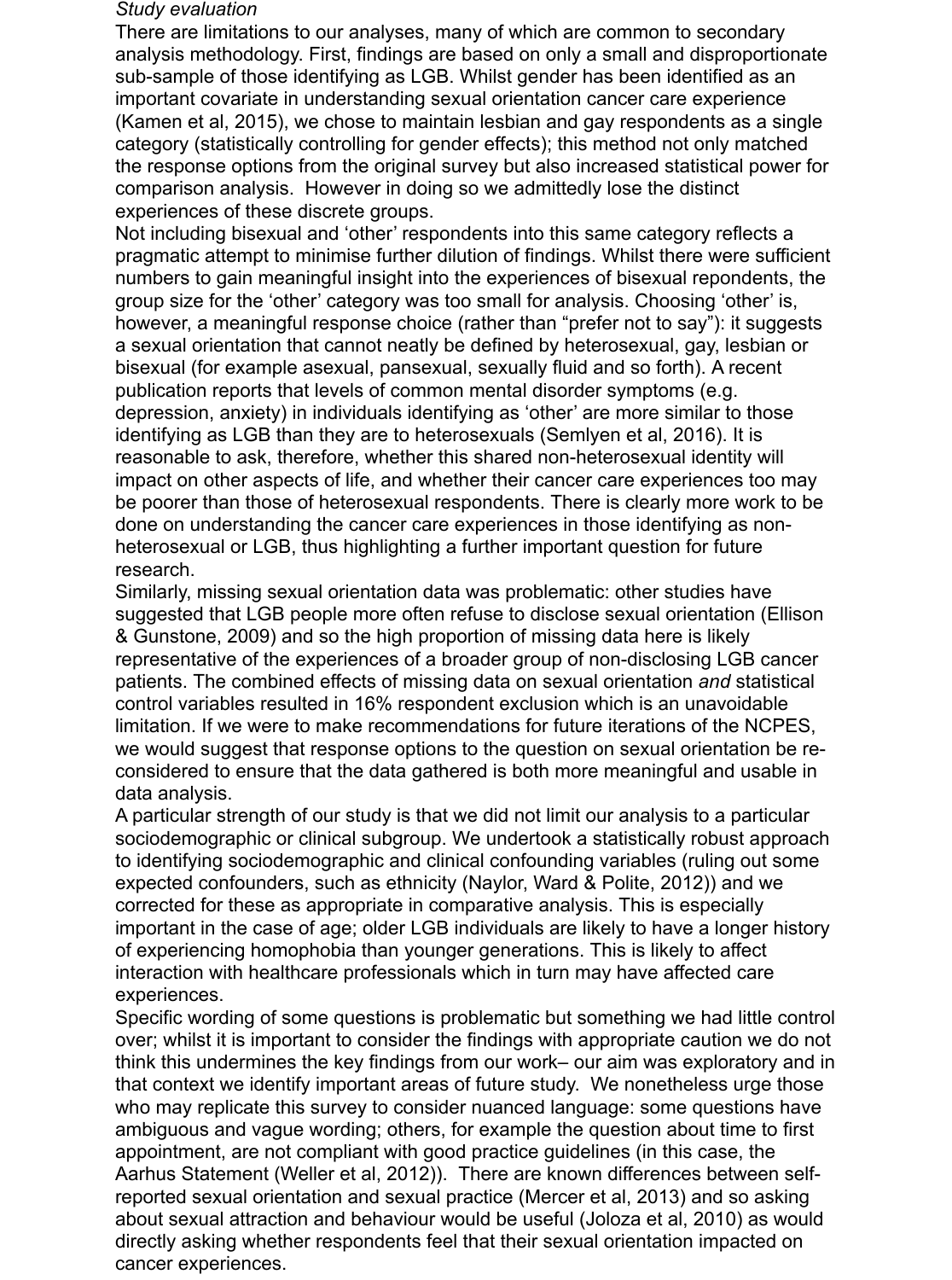*Study evaluation*

There are limitations to our analyses, many of which are common to secondary analysis methodology. First, findings are based on only a small and disproportionate sub-sample of those identifying as LGB. Whilst gender has been identified as an important covariate in understanding sexual orientation cancer care experience (Kamen et al, 2015), we chose to maintain lesbian and gay respondents as a single category (statistically controlling for gender effects); this method not only matched the response options from the original survey but also increased statistical power for comparison analysis. However in doing so we admittedly lose the distinct experiences of these discrete groups.

Not including bisexual and 'other' respondents into this same category reflects a pragmatic attempt to minimise further dilution of findings. Whilst there were sufficient numbers to gain meaningful insight into the experiences of bisexual repondents, the group size for the 'other' category was too small for analysis. Choosing 'other' is, however, a meaningful response choice (rather than "prefer not to say"): it suggests a sexual orientation that cannot neatly be defined by heterosexual, gay, lesbian or bisexual (for example asexual, pansexual, sexually fluid and so forth). A recent publication reports that levels of common mental disorder symptoms (e.g. depression, anxiety) in individuals identifying as 'other' are more similar to those identifying as LGB than they are to heterosexuals (Semlyen et al, 2016). It is reasonable to ask, therefore, whether this shared non-heterosexual identity will impact on other aspects of life, and whether their cancer care experiences too may be poorer than those of heterosexual respondents. There is clearly more work to be done on understanding the cancer care experiences in those identifying as non-heterosexual or LGB, thus highlighting a further important question for future research.

Similarly, missing sexual orientation data was problematic: other studies have suggested that LGB people more often refuse to disclose sexual orientation (Ellison & Gunstone, 2009) and so the high proportion of missing data here is likely representative of the experiences of a broader group of non-disclosing LGB cancer patients. The combined effects of missing data on sexual orientation *and* statistical control variables resulted in 16% respondent exclusion which is an unavoidable limitation. If we were to make recommendations for future iterations of the NCPES, we would suggest that response options to the question on sexual orientation be re-considered to ensure that the data gathered is both more meaningful and usable in data analysis.

A particular strength of our study is that we did not limit our analysis to a particular sociodemographic or clinical subgroup. We undertook a statistically robust approach to identifying sociodemographic and clinical confounding variables (ruling out some expected confounders, such as ethnicity (Naylor, Ward & Polite, 2012)) and we corrected for these as appropriate in comparative analysis. This is especially important in the case of age; older LGB individuals are likely to have a longer history of experiencing homophobia than younger generations. This is likely to affect interaction with healthcare professionals which in turn may have affected care experiences.

Specific wording of some questions is problematic but something we had little control over; whilst it is important to consider the findings with appropriate caution we do not think this undermines the key findings from our work– our aim was exploratory and in that context we identify important areas of future study. We nonetheless urge those who may replicate this survey to consider nuanced language: some questions have ambiguous and vague wording; others, for example the question about time to first appointment, are not compliant with good practice guidelines (in this case, the Aarhus Statement (Weller et al, 2012)). There are known differences between self-reported sexual orientation and sexual practice (Mercer et al, 2013) and so asking about sexual attraction and behaviour would be useful (Joloza et al, 2010) as would directly asking whether respondents feel that their sexual orientation impacted on cancer experiences.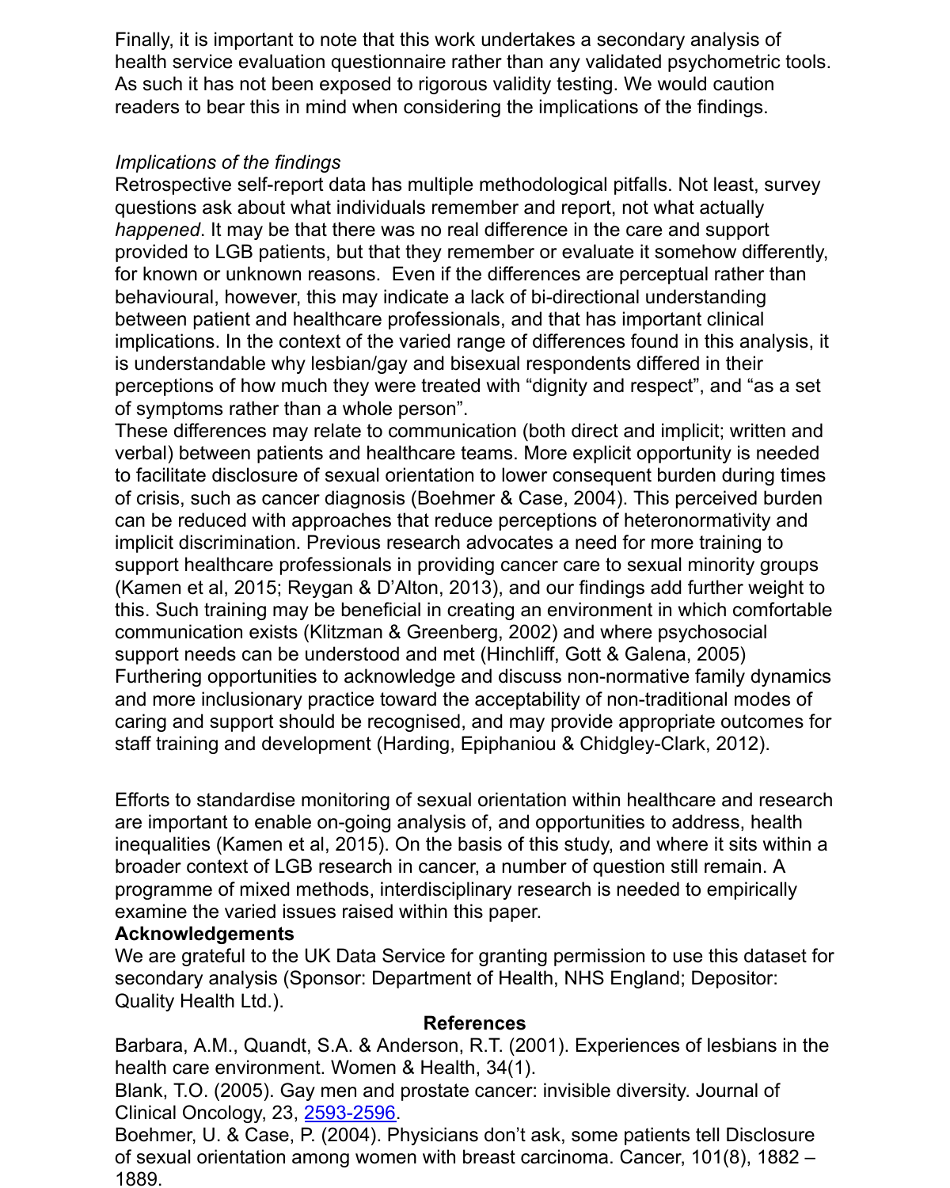Finally, it is important to note that this work undertakes a secondary analysis of health service evaluation questionnaire rather than any validated psychometric tools. As such it has not been exposed to rigorous validity testing. We would caution readers to bear this in mind when considering the implications of the findings.

*Implications of the findings*

Retrospective self-report data has multiple methodological pitfalls. Not least, survey questions ask about what individuals remember and report, not what actually *happened*. It may be that there was no real difference in the care and support provided to LGB patients, but that they remember or evaluate it somehow differently, for known or unknown reasons. Even if the differences are perceptual rather than behavioural, however, this may indicate a lack of bi-directional understanding between patient and healthcare professionals, and that has important clinical implications. In the context of the varied range of differences found in this analysis, it is understandable why lesbian/gay and bisexual respondents differed in their perceptions of how much they were treated with "dignity and respect", and "as a set of symptoms rather than a whole person".

These differences may relate to communication (both direct and implicit; written and verbal) between patients and healthcare teams. More explicit opportunity is needed to facilitate disclosure of sexual orientation to lower consequent burden during times of crisis, such as cancer diagnosis (Boehmer & Case, 2004). This perceived burden can be reduced with approaches that reduce perceptions of heteronormativity and implicit discrimination. Previous research advocates a need for more training to support healthcare professionals in providing cancer care to sexual minority groups (Kamen et al, 2015; Reygan & D'Alton, 2013), and our findings add further weight to this. Such training may be beneficial in creating an environment in which comfortable communication exists (Klitzman & Greenberg, 2002) and where psychosocial support needs can be understood and met (Hinchliff, Gott & Galena, 2005) Furthering opportunities to acknowledge and discuss non-normative family dynamics and more inclusionary practice toward the acceptability of non-traditional modes of caring and support should be recognised, and may provide appropriate outcomes for staff training and development (Harding, Epiphaniou & Chidgley-Clark, 2012).

Efforts to standardise monitoring of sexual orientation within healthcare and research are important to enable on-going analysis of, and opportunities to address, health inequalities (Kamen et al, 2015). On the basis of this study, and where it sits within a broader context of LGB research in cancer, a number of question still remain. A programme of mixed methods, interdisciplinary research is needed to empirically examine the varied issues raised within this paper.

**Acknowledgements**

We are grateful to the UK Data Service for granting permission to use this dataset for secondary analysis (Sponsor: Department of Health, NHS England; Depositor: Quality Health Ltd.).

**References**

Barbara, A.M., Quandt, S.A. & Anderson, R.T. (2001). Experiences of lesbians in the health care environment. Women & Health, 34(1).

Blank, T.O. (2005). Gay men and prostate cancer: invisible diversity. Journal of Clinical Oncology, 23, 2593-2596.

Boehmer, U. & Case, P. (2004). Physicians don't ask, some patients tell Disclosure of sexual orientation among women with breast carcinoma. Cancer, 101(8), 1882 – 1889.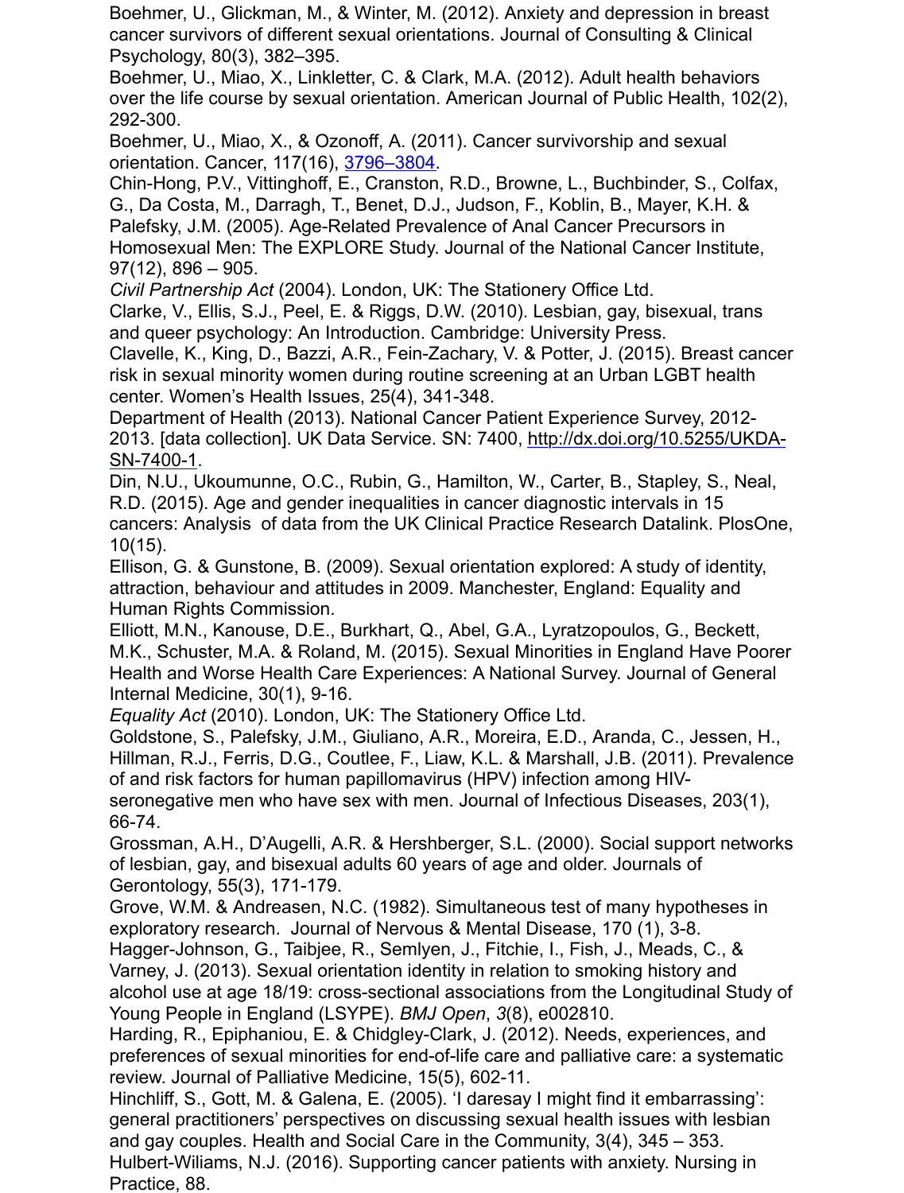Boehmer, U., Glickman, M., & Winter, M. (2012). Anxiety and depression in breast cancer survivors of different sexual orientations. Journal of Consulting & Clinical Psychology, 80(3), 382–395.

Boehmer, U., Miao, X., Linkletter, C. & Clark, M.A. (2012). Adult health behaviors over the life course by sexual orientation. American Journal of Public Health, 102(2), 292-300.

Boehmer, U., Miao, X., & Ozonoff, A. (2011). Cancer survivorship and sexual orientation. Cancer, 117(16), 3796–3804.

Chin-Hong, P.V., Vittinghoff, E., Cranston, R.D., Browne, L., Buchbinder, S., Colfax, G., Da Costa, M., Darragh, T., Benet, D.J., Judson, F., Koblin, B., Mayer, K.H. & Palefsky, J.M. (2005). Age-Related Prevalence of Anal Cancer Precursors in Homosexual Men: The EXPLORE Study. Journal of the National Cancer Institute, 97(12), 896 – 905.

*Civil Partnership Act* (2004). London, UK: The Stationery Office Ltd.

Clarke, V., Ellis, S.J., Peel, E. & Riggs, D.W. (2010). Lesbian, gay, bisexual, trans and queer psychology: An Introduction. Cambridge: University Press.

Clavelle, K., King, D., Bazzi, A.R., Fein-Zachary, V. & Potter, J. (2015). Breast cancer risk in sexual minority women during routine screening at an Urban LGBT health center. Women's Health Issues, 25(4), 341-348.

Department of Health (2013). National Cancer Patient Experience Survey, 2012-2013. [data collection]. UK Data Service. SN: 7400, http://dx.doi.org/10.5255/UKDA-SN-7400-1.

Din, N.U., Ukoumunne, O.C., Rubin, G., Hamilton, W., Carter, B., Stapley, S., Neal, R.D. (2015). Age and gender inequalities in cancer diagnostic intervals in 15 cancers: Analysis of data from the UK Clinical Practice Research Datalink. PlosOne, 10(15).

Ellison, G. & Gunstone, B. (2009). Sexual orientation explored: A study of identity, attraction, behaviour and attitudes in 2009. Manchester, England: Equality and Human Rights Commission.

Elliott, M.N., Kanouse, D.E., Burkhart, Q., Abel, G.A., Lyratzopoulos, G., Beckett, M.K., Schuster, M.A. & Roland, M. (2015). Sexual Minorities in England Have Poorer Health and Worse Health Care Experiences: A National Survey. Journal of General Internal Medicine, 30(1), 9-16.

*Equality Act* (2010). London, UK: The Stationery Office Ltd.

Goldstone, S., Palefsky, J.M., Giuliano, A.R., Moreira, E.D., Aranda, C., Jessen, H., Hillman, R.J., Ferris, D.G., Coutlee, F., Liaw, K.L. & Marshall, J.B. (2011). Prevalence of and risk factors for human papillomavirus (HPV) infection among HIV-seronegative men who have sex with men. Journal of Infectious Diseases, 203(1), 66-74.

Grossman, A.H., D'Augelli, A.R. & Hershberger, S.L. (2000). Social support networks of lesbian, gay, and bisexual adults 60 years of age and older. Journals of Gerontology, 55(3), 171-179.

Grove, W.M. & Andreasen, N.C. (1982). Simultaneous test of many hypotheses in exploratory research. Journal of Nervous & Mental Disease, 170 (1), 3-8.

Hagger-Johnson, G., Taibjee, R., Semlyen, J., Fitchie, I., Fish, J., Meads, C., & Varney, J. (2013). Sexual orientation identity in relation to smoking history and alcohol use at age 18/19: cross-sectional associations from the Longitudinal Study of Young People in England (LSYPE). *BMJ Open*, *3*(8), e002810.

Harding, R., Epiphaniou, E. & Chidgley-Clark, J. (2012). Needs, experiences, and preferences of sexual minorities for end-of-life care and palliative care: a systematic review. Journal of Palliative Medicine, 15(5), 602-11.

Hinchliff, S., Gott, M. & Galena, E. (2005). 'I daresay I might find it embarrassing': general practitioners' perspectives on discussing sexual health issues with lesbian and gay couples. Health and Social Care in the Community, 3(4), 345 – 353.

Hulbert-Wiliams, N.J. (2016). Supporting cancer patients with anxiety. Nursing in Practice, 88.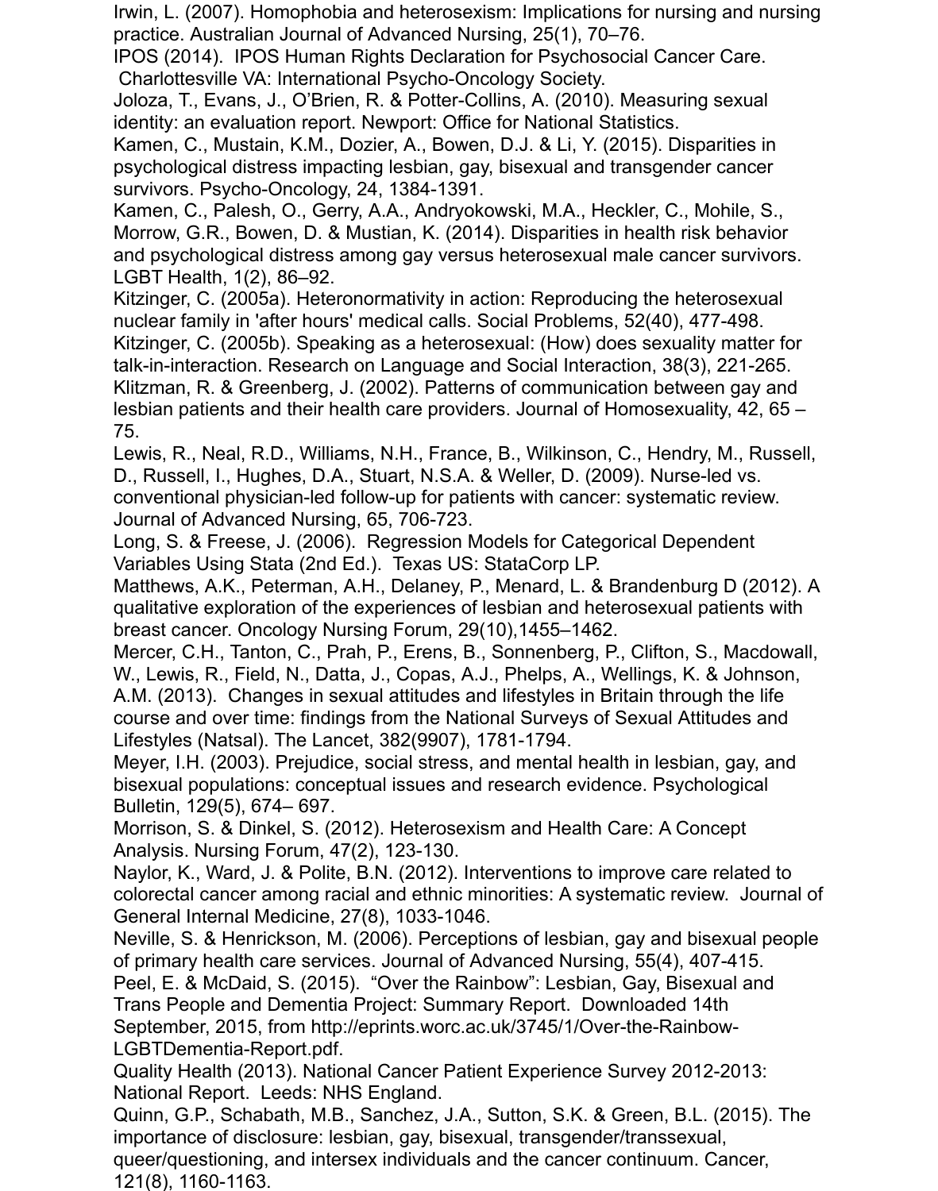Irwin, L. (2007). Homophobia and heterosexism: Implications for nursing and nursing practice. Australian Journal of Advanced Nursing, 25(1), 70–76.

IPOS (2014). IPOS Human Rights Declaration for Psychosocial Cancer Care. Charlottesville VA: International Psycho-Oncology Society.

Joloza, T., Evans, J., O'Brien, R. & Potter-Collins, A. (2010). Measuring sexual identity: an evaluation report. Newport: Office for National Statistics.

Kamen, C., Mustain, K.M., Dozier, A., Bowen, D.J. & Li, Y. (2015). Disparities in psychological distress impacting lesbian, gay, bisexual and transgender cancer survivors. Psycho-Oncology, 24, 1384-1391.

Kamen, C., Palesh, O., Gerry, A.A., Andryokowski, M.A., Heckler, C., Mohile, S., Morrow, G.R., Bowen, D. & Mustian, K. (2014). Disparities in health risk behavior and psychological distress among gay versus heterosexual male cancer survivors. LGBT Health, 1(2), 86–92.

Kitzinger, C. (2005a). Heteronormativity in action: Reproducing the heterosexual nuclear family in 'after hours' medical calls. Social Problems, 52(40), 477-498.

Kitzinger, C. (2005b). Speaking as a heterosexual: (How) does sexuality matter for talk-in-interaction. Research on Language and Social Interaction, 38(3), 221-265.

Klitzman, R. & Greenberg, J. (2002). Patterns of communication between gay and lesbian patients and their health care providers. Journal of Homosexuality, 42, 65 – 75.

Lewis, R., Neal, R.D., Williams, N.H., France, B., Wilkinson, C., Hendry, M., Russell, D., Russell, I., Hughes, D.A., Stuart, N.S.A. & Weller, D. (2009). Nurse-led vs. conventional physician-led follow-up for patients with cancer: systematic review. Journal of Advanced Nursing, 65, 706-723.

Long, S. & Freese, J. (2006). Regression Models for Categorical Dependent Variables Using Stata (2nd Ed.). Texas US: StataCorp LP.

Matthews, A.K., Peterman, A.H., Delaney, P., Menard, L. & Brandenburg D (2012). A qualitative exploration of the experiences of lesbian and heterosexual patients with breast cancer. Oncology Nursing Forum, 29(10),1455–1462.

Mercer, C.H., Tanton, C., Prah, P., Erens, B., Sonnenberg, P., Clifton, S., Macdowall, W., Lewis, R., Field, N., Datta, J., Copas, A.J., Phelps, A., Wellings, K. & Johnson, A.M. (2013). Changes in sexual attitudes and lifestyles in Britain through the life course and over time: findings from the National Surveys of Sexual Attitudes and Lifestyles (Natsal). The Lancet, 382(9907), 1781-1794.

Meyer, I.H. (2003). Prejudice, social stress, and mental health in lesbian, gay, and bisexual populations: conceptual issues and research evidence. Psychological Bulletin, 129(5), 674– 697.

Morrison, S. & Dinkel, S. (2012). Heterosexism and Health Care: A Concept Analysis. Nursing Forum, 47(2), 123-130.

Naylor, K., Ward, J. & Polite, B.N. (2012). Interventions to improve care related to colorectal cancer among racial and ethnic minorities: A systematic review. Journal of General Internal Medicine, 27(8), 1033-1046.

Neville, S. & Henrickson, M. (2006). Perceptions of lesbian, gay and bisexual people of primary health care services. Journal of Advanced Nursing, 55(4), 407-415.

Peel, E. & McDaid, S. (2015). "Over the Rainbow": Lesbian, Gay, Bisexual and Trans People and Dementia Project: Summary Report. Downloaded 14th September, 2015, from http://eprints.worc.ac.uk/3745/1/Over-the-Rainbow-LGBTDementia-Report.pdf.

Quality Health (2013). National Cancer Patient Experience Survey 2012-2013: National Report. Leeds: NHS England.

Quinn, G.P., Schabath, M.B., Sanchez, J.A., Sutton, S.K. & Green, B.L. (2015). The importance of disclosure: lesbian, gay, bisexual, transgender/transsexual, queer/questioning, and intersex individuals and the cancer continuum. Cancer, 121(8), 1160-1163.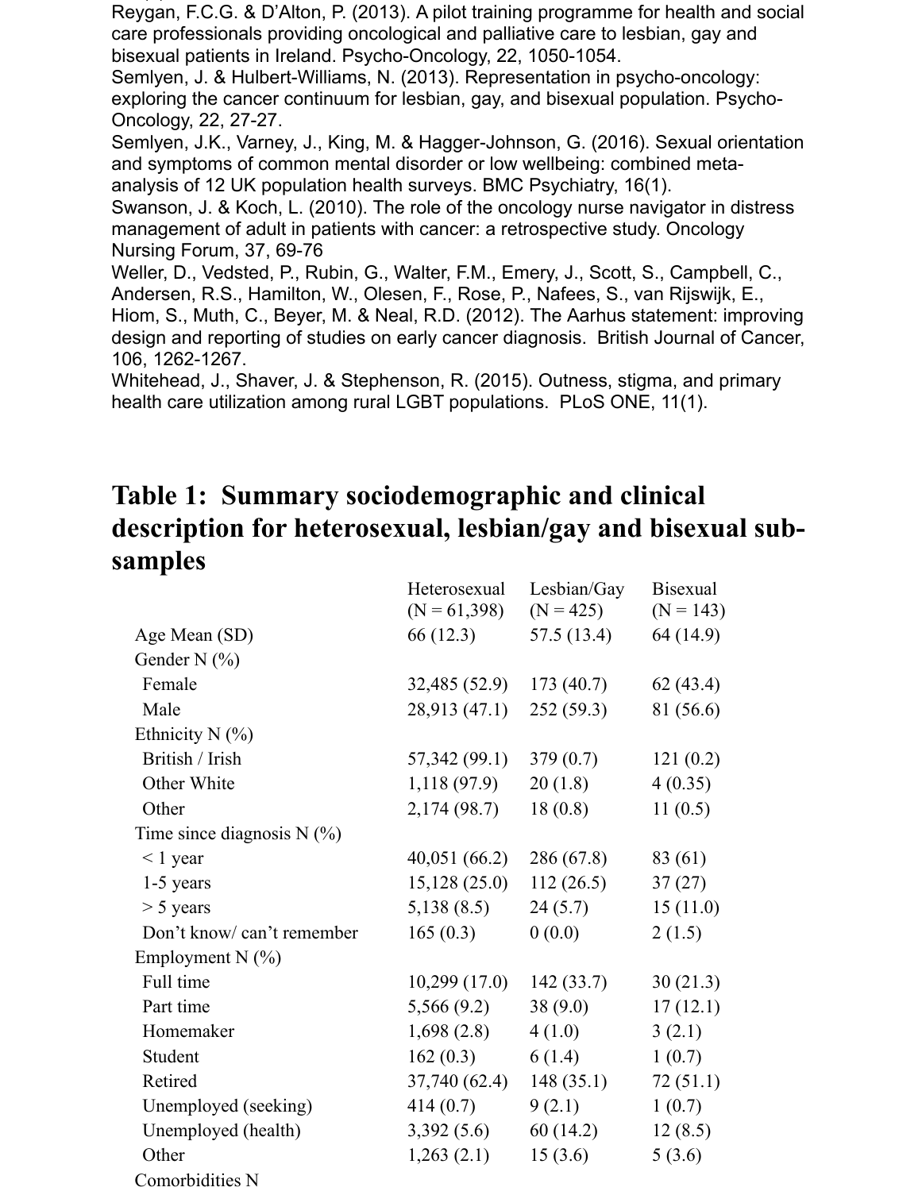Reygan, F.C.G. & D'Alton, P. (2013). A pilot training programme for health and social care professionals providing oncological and palliative care to lesbian, gay and bisexual patients in Ireland. Psycho-Oncology, 22, 1050-1054.

Semlyen, J. & Hulbert-Williams, N. (2013). Representation in psycho-oncology: exploring the cancer continuum for lesbian, gay, and bisexual population. Psycho-Oncology, 22, 27-27.

Semlyen, J.K., Varney, J., King, M. & Hagger-Johnson, G. (2016). Sexual orientation and symptoms of common mental disorder or low wellbeing: combined meta-analysis of 12 UK population health surveys. BMC Psychiatry, 16(1).

Swanson, J. & Koch, L. (2010). The role of the oncology nurse navigator in distress management of adult in patients with cancer: a retrospective study. Oncology Nursing Forum, 37, 69-76

Weller, D., Vedsted, P., Rubin, G., Walter, F.M., Emery, J., Scott, S., Campbell, C., Andersen, R.S., Hamilton, W., Olesen, F., Rose, P., Nafees, S., van Rijswijk, E., Hiom, S., Muth, C., Beyer, M. & Neal, R.D. (2012). The Aarhus statement: improving design and reporting of studies on early cancer diagnosis. British Journal of Cancer, 106, 1262-1267.

Whitehead, J., Shaver, J. & Stephenson, R. (2015). Outness, stigma, and primary health care utilization among rural LGBT populations. PLoS ONE, 11(1).

# Table 1: Summary sociodemographic and clinical description for heterosexual, lesbian/gay and bisexual sub-samples

| | Heterosexual (N = 61,398) | Lesbian/Gay (N = 425) | Bisexual (N = 143) |
|---|---|---|---|
| Age Mean (SD) | 66 (12.3) | 57.5 (13.4) | 64 (14.9) |
| Gender N (%) | | | |
| Female | 32,485 (52.9) | 173 (40.7) | 62 (43.4) |
| Male | 28,913 (47.1) | 252 (59.3) | 81 (56.6) |
| Ethnicity N (%) | | | |
| British / Irish | 57,342 (99.1) | 379 (0.7) | 121 (0.2) |
| Other White | 1,118 (97.9) | 20 (1.8) | 4 (0.35) |
| Other | 2,174 (98.7) | 18 (0.8) | 11 (0.5) |
| Time since diagnosis N (%) | | | |
| < 1 year | 40,051 (66.2) | 286 (67.8) | 83 (61) |
| 1-5 years | 15,128 (25.0) | 112 (26.5) | 37 (27) |
| > 5 years | 5,138 (8.5) | 24 (5.7) | 15 (11.0) |
| Don't know/ can't remember | 165 (0.3) | 0 (0.0) | 2 (1.5) |
| Employment N (%) | | | |
| Full time | 10,299 (17.0) | 142 (33.7) | 30 (21.3) |
| Part time | 5,566 (9.2) | 38 (9.0) | 17 (12.1) |
| Homemaker | 1,698 (2.8) | 4 (1.0) | 3 (2.1) |
| Student | 162 (0.3) | 6 (1.4) | 1 (0.7) |
| Retired | 37,740 (62.4) | 148 (35.1) | 72 (51.1) |
| Unemployed (seeking) | 414 (0.7) | 9 (2.1) | 1 (0.7) |
| Unemployed (health) | 3,392 (5.6) | 60 (14.2) | 12 (8.5) |
| Other | 1,263 (2.1) | 15 (3.6) | 5 (3.6) |
| Comorbidities N | | | |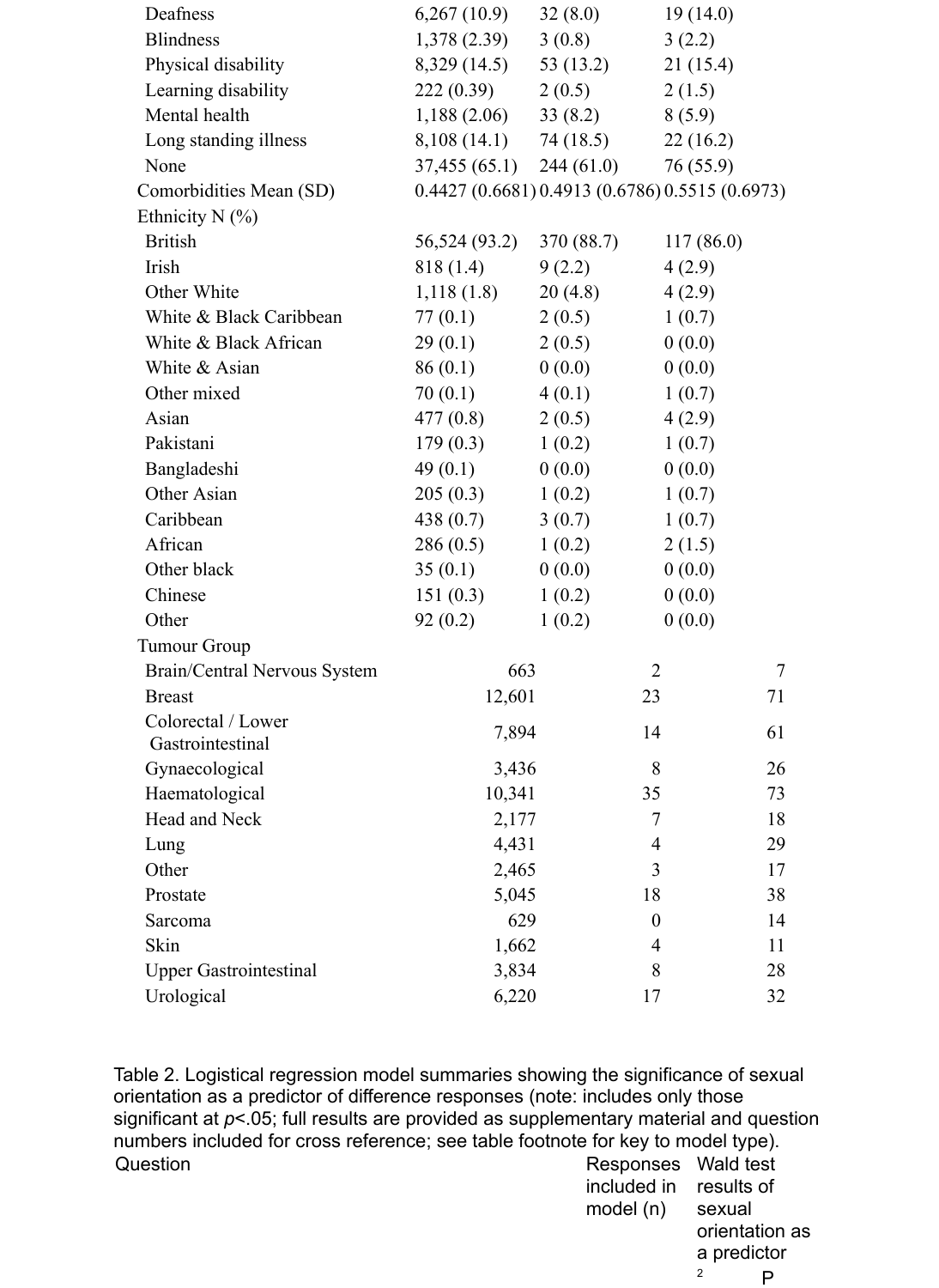| | | | |
|---|---|---|---|
| Deafness | 6,267 (10.9) | 32 (8.0) | 19 (14.0) |
| Blindness | 1,378 (2.39) | 3 (0.8) | 3 (2.2) |
| Physical disability | 8,329 (14.5) | 53 (13.2) | 21 (15.4) |
| Learning disability | 222 (0.39) | 2 (0.5) | 2 (1.5) |
| Mental health | 1,188 (2.06) | 33 (8.2) | 8 (5.9) |
| Long standing illness | 8,108 (14.1) | 74 (18.5) | 22 (16.2) |
| None | 37,455 (65.1) | 244 (61.0) | 76 (55.9) |
| Comorbidities Mean (SD) | 0.4427 (0.6681) | 0.4913 (0.6786) | 0.5515 (0.6973) |
| Ethnicity N (%) | | | |
| British | 56,524 (93.2) | 370 (88.7) | 117 (86.0) |
| Irish | 818 (1.4) | 9 (2.2) | 4 (2.9) |
| Other White | 1,118 (1.8) | 20 (4.8) | 4 (2.9) |
| White & Black Caribbean | 77 (0.1) | 2 (0.5) | 1 (0.7) |
| White & Black African | 29 (0.1) | 2 (0.5) | 0 (0.0) |
| White & Asian | 86 (0.1) | 0 (0.0) | 0 (0.0) |
| Other mixed | 70 (0.1) | 4 (0.1) | 1 (0.7) |
| Asian | 477 (0.8) | 2 (0.5) | 4 (2.9) |
| Pakistani | 179 (0.3) | 1 (0.2) | 1 (0.7) |
| Bangladeshi | 49 (0.1) | 0 (0.0) | 0 (0.0) |
| Other Asian | 205 (0.3) | 1 (0.2) | 1 (0.7) |
| Caribbean | 438 (0.7) | 3 (0.7) | 1 (0.7) |
| African | 286 (0.5) | 1 (0.2) | 2 (1.5) |
| Other black | 35 (0.1) | 0 (0.0) | 0 (0.0) |
| Chinese | 151 (0.3) | 1 (0.2) | 0 (0.0) |
| Other | 92 (0.2) | 1 (0.2) | 0 (0.0) |
| Tumour Group | | | |
| Brain/Central Nervous System | 663 | 2 | 7 |
| Breast | 12,601 | 23 | 71 |
| Colorectal / Lower Gastrointestinal | 7,894 | 14 | 61 |
| Gynaecological | 3,436 | 8 | 26 |
| Haematological | 10,341 | 35 | 73 |
| Head and Neck | 2,177 | 7 | 18 |
| Lung | 4,431 | 4 | 29 |
| Other | 2,465 | 3 | 17 |
| Prostate | 5,045 | 18 | 38 |
| Sarcoma | 629 | 0 | 14 |
| Skin | 1,662 | 4 | 11 |
| Upper Gastrointestinal | 3,834 | 8 | 28 |
| Urological | 6,220 | 17 | 32 |

Table 2. Logistical regression model summaries showing the significance of sexual orientation as a predictor of difference responses (note: includes only those significant at *p*<.05; full results are provided as supplementary material and question numbers included for cross reference; see table footnote for key to model type).

| Question | Responses included in model (n) | Wald test results of sexual orientation as a predictor | |
|---|---|---|---|
| | | $\chi^2$ | P |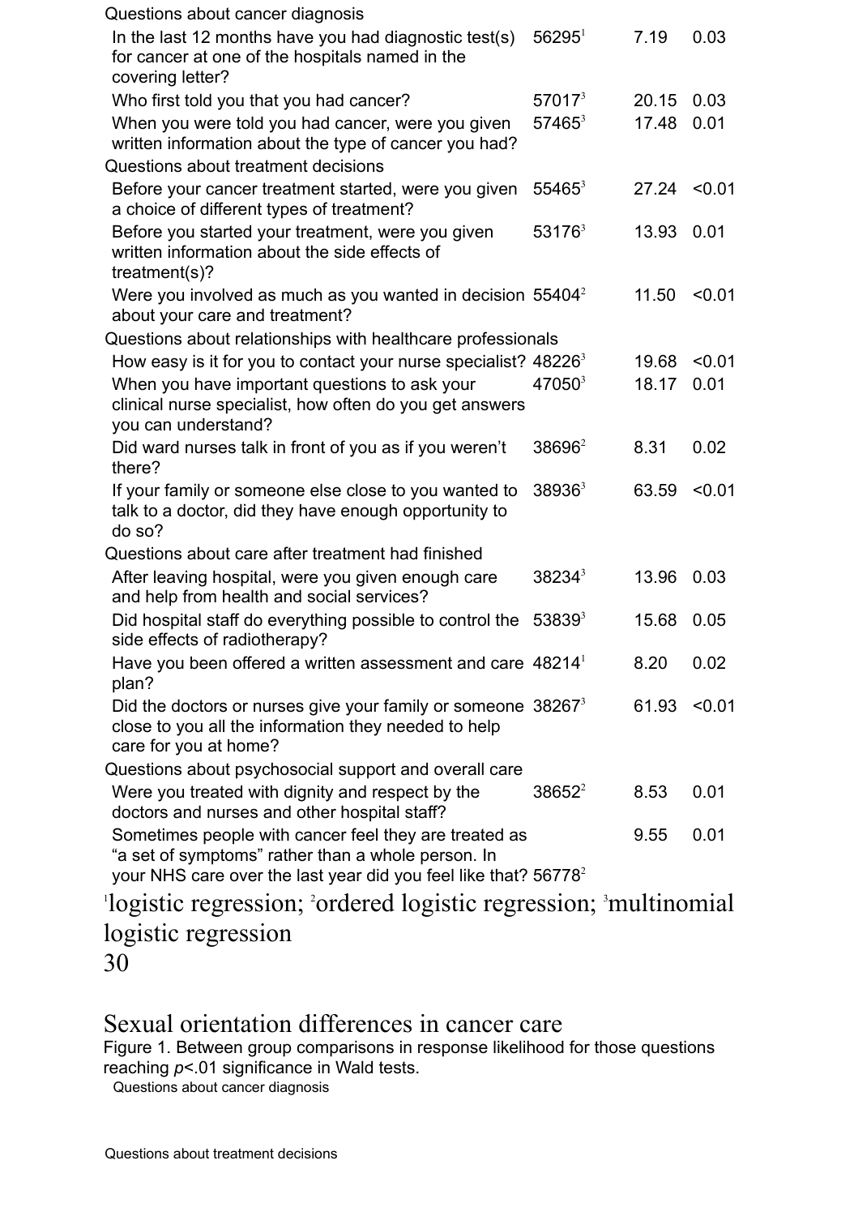| | | | |
|---|---|---|---|
| **Questions about cancer diagnosis** | | | |
| In the last 12 months have you had diagnostic test(s) for cancer at one of the hospitals named in the covering letter? | 56295[1] | 7.19 | 0.03 |
| Who first told you that you had cancer? | 57017[3] | 20.15 | 0.03 |
| When you were told you had cancer, were you given written information about the type of cancer you had? | 57465[3] | 17.48 | 0.01 |
| **Questions about treatment decisions** | | | |
| Before your cancer treatment started, were you given a choice of different types of treatment? | 55465[3] | 27.24 | <0.01 |
| Before you started your treatment, were you given written information about the side effects of treatment(s)? | 53176[3] | 13.93 | 0.01 |
| Were you involved as much as you wanted in decision about your care and treatment? | 55404[2] | 11.50 | <0.01 |
| **Questions about relationships with healthcare professionals** | | | |
| How easy is it for you to contact your nurse specialist? | 48226[3] | 19.68 | <0.01 |
| When you have important questions to ask your clinical nurse specialist, how often do you get answers you can understand? | 47050[3] | 18.17 | 0.01 |
| Did ward nurses talk in front of you as if you weren't there? | 38696[2] | 8.31 | 0.02 |
| If your family or someone else close to you wanted to talk to a doctor, did they have enough opportunity to do so? | 38936[3] | 63.59 | <0.01 |
| **Questions about care after treatment had finished** | | | |
| After leaving hospital, were you given enough care and help from health and social services? | 38234[3] | 13.96 | 0.03 |
| Did hospital staff do everything possible to control the side effects of radiotherapy? | 53839[3] | 15.68 | 0.05 |
| Have you been offered a written assessment and care plan? | 48214[1] | 8.20 | 0.02 |
| Did the doctors or nurses give your family or someone close to you all the information they needed to help care for you at home? | 38267[3] | 61.93 | <0.01 |
| **Questions about psychosocial support and overall care** | | | |
| Were you treated with dignity and respect by the doctors and nurses and other hospital staff? | 38652[2] | 8.53 | 0.01 |
| Sometimes people with cancer feel they are treated as "a set of symptoms" rather than a whole person. In your NHS care over the last year did you feel like that? | 56778[2] | 9.55 | 0.01 |

[1]logistic regression; [2]ordered logistic regression; [3]multinomial logistic regression

Figure 1. Between group comparisons in response likelihood for those questions reaching $p<.01$ significance in Wald tests.

Questions about cancer diagnosis

Questions about treatment decisions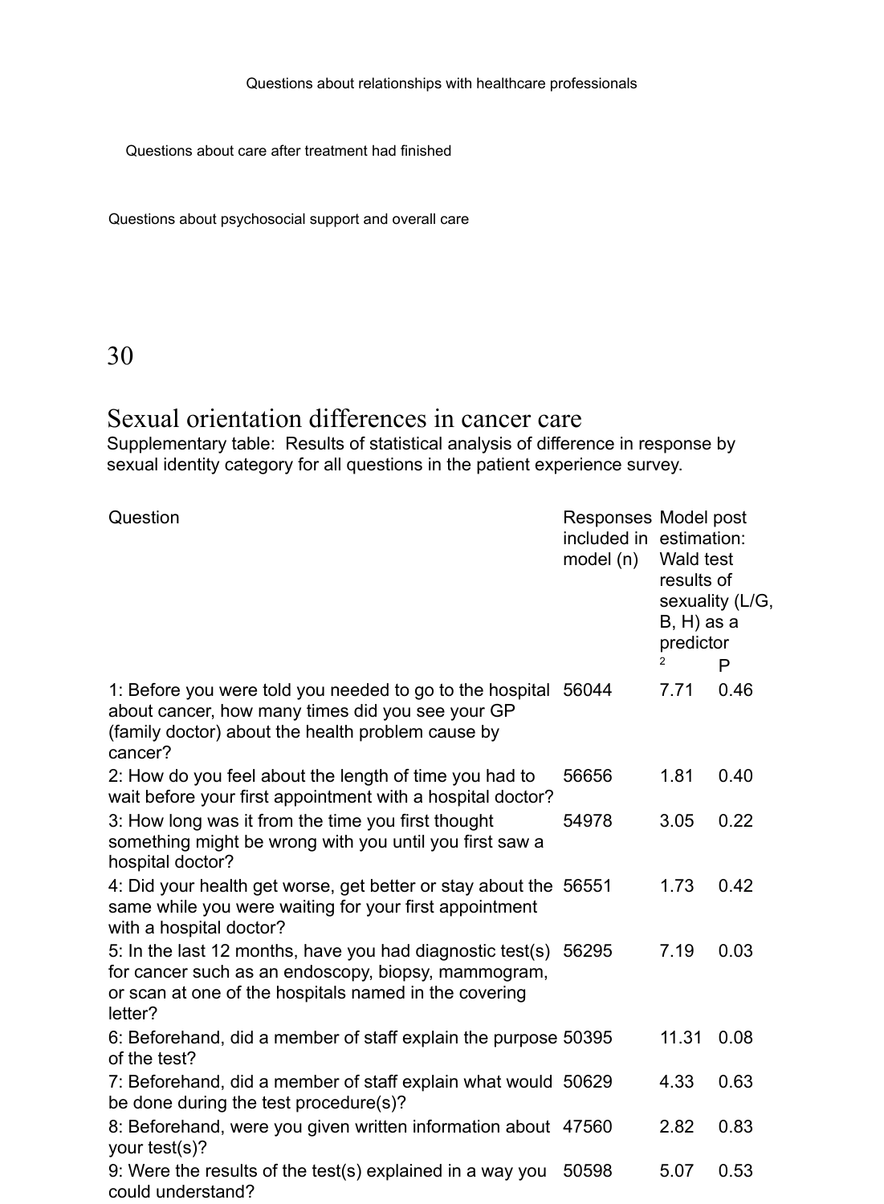Questions about relationships with healthcare professionals

Questions about care after treatment had finished

Questions about psychosocial support and overall care

# Sexual orientation differences in cancer care

Supplementary table: Results of statistical analysis of difference in response by sexual identity category for all questions in the patient experience survey.

| Question | Responses included in model (n) | Model post estimation: Wald test results of sexuality (L/G, B, H) as a predictor | |
|---|---|---|---|
| | | $\chi^2$ | P |
| 1: Before you were told you needed to go to the hospital about cancer, how many times did you see your GP (family doctor) about the health problem cause by cancer? | 56044 | 7.71 | 0.46 |
| 2: How do you feel about the length of time you had to wait before your first appointment with a hospital doctor? | 56656 | 1.81 | 0.40 |
| 3: How long was it from the time you first thought something might be wrong with you until you first saw a hospital doctor? | 54978 | 3.05 | 0.22 |
| 4: Did your health get worse, get better or stay about the same while you were waiting for your first appointment with a hospital doctor? | 56551 | 1.73 | 0.42 |
| 5: In the last 12 months, have you had diagnostic test(s) for cancer such as an endoscopy, biopsy, mammogram, or scan at one of the hospitals named in the covering letter? | 56295 | 7.19 | 0.03 |
| 6: Beforehand, did a member of staff explain the purpose of the test? | 50395 | 11.31 | 0.08 |
| 7: Beforehand, did a member of staff explain what would be done during the test procedure(s)? | 50629 | 4.33 | 0.63 |
| 8: Beforehand, were you given written information about your test(s)? | 47560 | 2.82 | 0.83 |
| 9: Were the results of the test(s) explained in a way you could understand? | 50598 | 5.07 | 0.53 |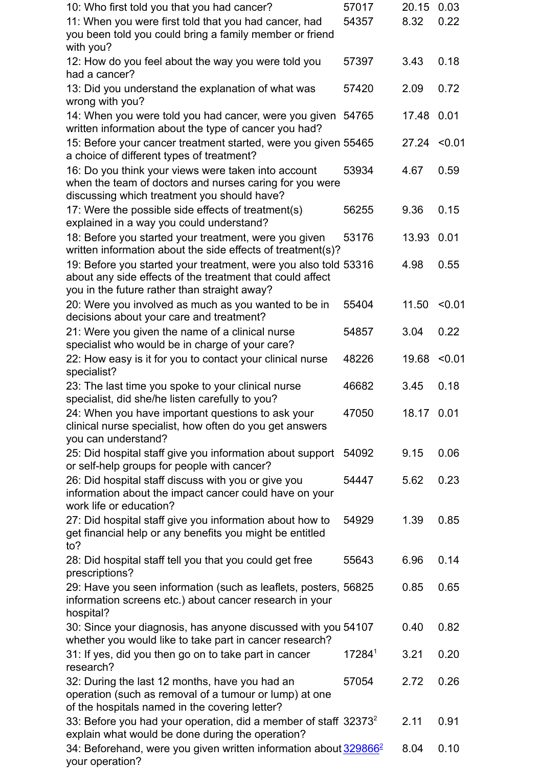| | | | |
|---|---|---|---|
| 10: Who first told you that you had cancer? | 57017 | 20.15 | 0.03 |
| 11: When you were first told that you had cancer, had you been told you could bring a family member or friend with you? | 54357 | 8.32 | 0.22 |
| 12: How do you feel about the way you were told you had a cancer? | 57397 | 3.43 | 0.18 |
| 13: Did you understand the explanation of what was wrong with you? | 57420 | 2.09 | 0.72 |
| 14: When you were told you had cancer, were you given written information about the type of cancer you had? | 54765 | 17.48 | 0.01 |
| 15: Before your cancer treatment started, were you given a choice of different types of treatment? | 55465 | 27.24 | <0.01 |
| 16: Do you think your views were taken into account when the team of doctors and nurses caring for you were discussing which treatment you should have? | 53934 | 4.67 | 0.59 |
| 17: Were the possible side effects of treatment(s) explained in a way you could understand? | 56255 | 9.36 | 0.15 |
| 18: Before you started your treatment, were you given written information about the side effects of treatment(s)? | 53176 | 13.93 | 0.01 |
| 19: Before you started your treatment, were you also told about any side effects of the treatment that could affect you in the future rather than straight away? | 53316 | 4.98 | 0.55 |
| 20: Were you involved as much as you wanted to be in decisions about your care and treatment? | 55404 | 11.50 | <0.01 |
| 21: Were you given the name of a clinical nurse specialist who would be in charge of your care? | 54857 | 3.04 | 0.22 |
| 22: How easy is it for you to contact your clinical nurse specialist? | 48226 | 19.68 | <0.01 |
| 23: The last time you spoke to your clinical nurse specialist, did she/he listen carefully to you? | 46682 | 3.45 | 0.18 |
| 24: When you have important questions to ask your clinical nurse specialist, how often do you get answers you can understand? | 47050 | 18.17 | 0.01 |
| 25: Did hospital staff give you information about support or self-help groups for people with cancer? | 54092 | 9.15 | 0.06 |
| 26: Did hospital staff discuss with you or give you information about the impact cancer could have on your work life or education? | 54447 | 5.62 | 0.23 |
| 27: Did hospital staff give you information about how to get financial help or any benefits you might be entitled to? | 54929 | 1.39 | 0.85 |
| 28: Did hospital staff tell you that you could get free prescriptions? | 55643 | 6.96 | 0.14 |
| 29: Have you seen information (such as leaflets, posters, information screens etc.) about cancer research in your hospital? | 56825 | 0.85 | 0.65 |
| 30: Since your diagnosis, has anyone discussed with you whether you would like to take part in cancer research? | 54107 | 0.40 | 0.82 |
| 31: If yes, did you then go on to take part in cancer research? | 17284[1] | 3.21 | 0.20 |
| 32: During the last 12 months, have you had an operation (such as removal of a tumour or lump) at one of the hospitals named in the covering letter? | 57054 | 2.72 | 0.26 |
| 33: Before you had your operation, did a member of staff explain what would be done during the operation? | 32373[2] | 2.11 | 0.91 |
| 34: Beforehand, were you given written information about your operation? | 329866[2] | 8.04 | 0.10 |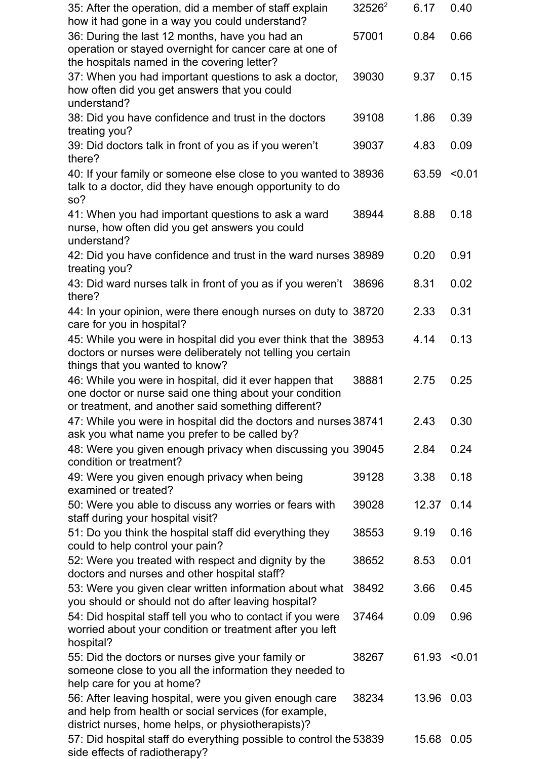| | | | |
|---|---|---|---|
| 35: After the operation, did a member of staff explain how it had gone in a way you could understand? | 32526[2] | 6.17 | 0.40 |
| 36: During the last 12 months, have you had an operation or stayed overnight for cancer care at one of the hospitals named in the covering letter? | 57001 | 0.84 | 0.66 |
| 37: When you had important questions to ask a doctor, how often did you get answers that you could understand? | 39030 | 9.37 | 0.15 |
| 38: Did you have confidence and trust in the doctors treating you? | 39108 | 1.86 | 0.39 |
| 39: Did doctors talk in front of you as if you weren't there? | 39037 | 4.83 | 0.09 |
| 40: If your family or someone else close to you wanted to talk to a doctor, did they have enough opportunity to do so? | 38936 | 63.59 | <0.01 |
| 41: When you had important questions to ask a ward nurse, how often did you get answers you could understand? | 38944 | 8.88 | 0.18 |
| 42: Did you have confidence and trust in the ward nurses treating you? | 38989 | 0.20 | 0.91 |
| 43: Did ward nurses talk in front of you as if you weren't there? | 38696 | 8.31 | 0.02 |
| 44: In your opinion, were there enough nurses on duty to care for you in hospital? | 38720 | 2.33 | 0.31 |
| 45: While you were in hospital did you ever think that the doctors or nurses were deliberately not telling you certain things that you wanted to know? | 38953 | 4.14 | 0.13 |
| 46: While you were in hospital, did it ever happen that one doctor or nurse said one thing about your condition or treatment, and another said something different? | 38881 | 2.75 | 0.25 |
| 47: While you were in hospital did the doctors and nurses ask you what name you prefer to be called by? | 38741 | 2.43 | 0.30 |
| 48: Were you given enough privacy when discussing you condition or treatment? | 39045 | 2.84 | 0.24 |
| 49: Were you given enough privacy when being examined or treated? | 39128 | 3.38 | 0.18 |
| 50: Were you able to discuss any worries or fears with staff during your hospital visit? | 39028 | 12.37 | 0.14 |
| 51: Do you think the hospital staff did everything they could to help control your pain? | 38553 | 9.19 | 0.16 |
| 52: Were you treated with respect and dignity by the doctors and nurses and other hospital staff? | 38652 | 8.53 | 0.01 |
| 53: Were you given clear written information about what you should or should not do after leaving hospital? | 38492 | 3.66 | 0.45 |
| 54: Did hospital staff tell you who to contact if you were worried about your condition or treatment after you left hospital? | 37464 | 0.09 | 0.96 |
| 55: Did the doctors or nurses give your family or someone close to you all the information they needed to help care for you at home? | 38267 | 61.93 | <0.01 |
| 56: After leaving hospital, were you given enough care and help from health or social services (for example, district nurses, home helps, or physiotherapists)? | 38234 | 13.96 | 0.03 |
| 57: Did hospital staff do everything possible to control the side effects of radiotherapy? | 53839 | 15.68 | 0.05 |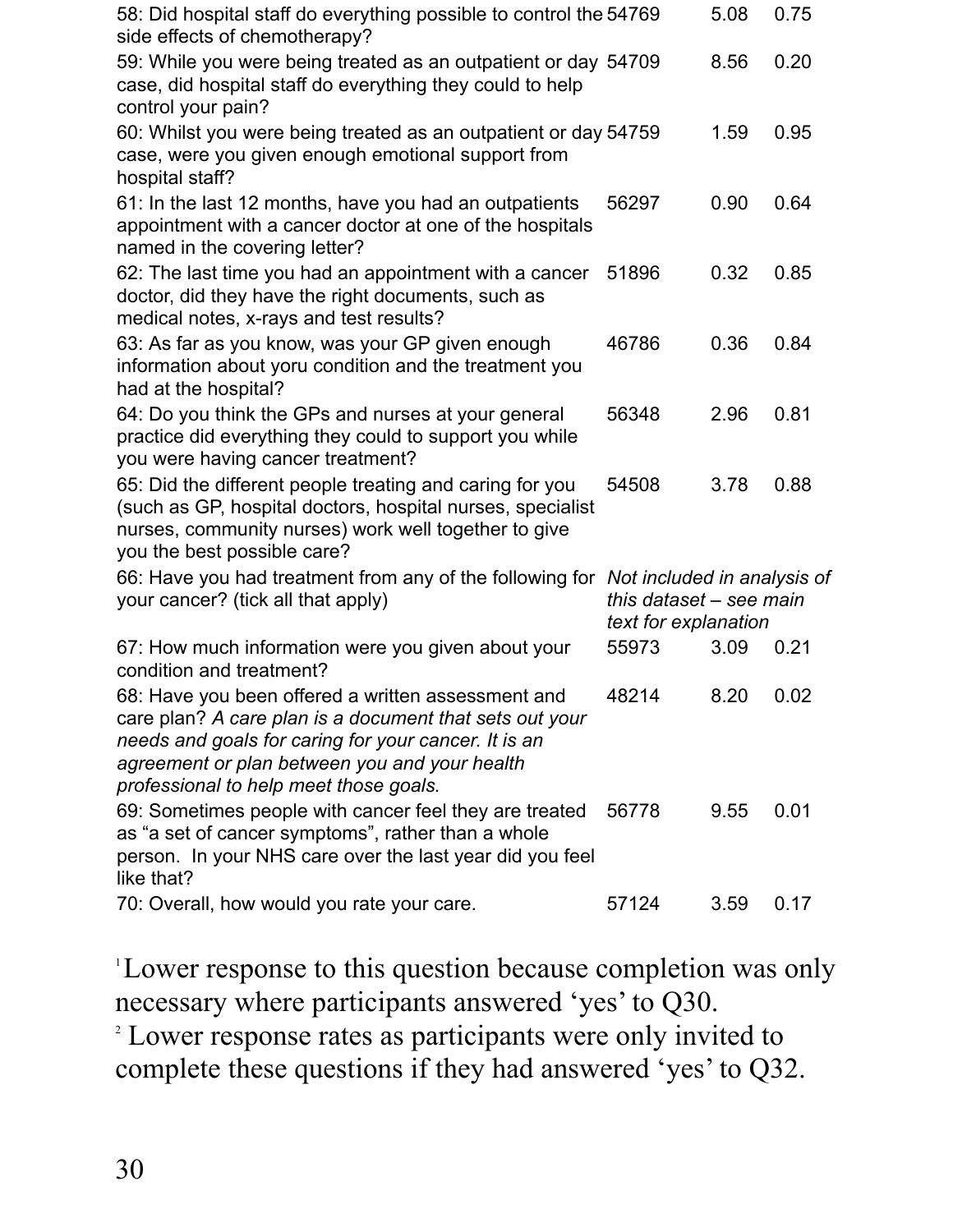| | | | |
|---|---|---|---|
| 58: Did hospital staff do everything possible to control the side effects of chemotherapy? | 54769 | 5.08 | 0.75 |
| 59: While you were being treated as an outpatient or day case, did hospital staff do everything they could to help control your pain? | 54709 | 8.56 | 0.20 |
| 60: Whilst you were being treated as an outpatient or day case, were you given enough emotional support from hospital staff? | 54759 | 1.59 | 0.95 |
| 61: In the last 12 months, have you had an outpatients appointment with a cancer doctor at one of the hospitals named in the covering letter? | 56297 | 0.90 | 0.64 |
| 62: The last time you had an appointment with a cancer doctor, did they have the right documents, such as medical notes, x-rays and test results? | 51896 | 0.32 | 0.85 |
| 63: As far as you know, was your GP given enough information about yoru condition and the treatment you had at the hospital? | 46786 | 0.36 | 0.84 |
| 64: Do you think the GPs and nurses at your general practice did everything they could to support you while you were having cancer treatment? | 56348 | 2.96 | 0.81 |
| 65: Did the different people treating and caring for you (such as GP, hospital doctors, hospital nurses, specialist nurses, community nurses) work well together to give you the best possible care? | 54508 | 3.78 | 0.88 |
| 66: Have you had treatment from any of the following for your cancer? (tick all that apply) | *Not included in analysis of this dataset – see main text for explanation* | | |
| 67: How much information were you given about your condition and treatment? | 55973 | 3.09 | 0.21 |
| 68: Have you been offered a written assessment and care plan? *A care plan is a document that sets out your needs and goals for caring for your cancer. It is an agreement or plan between you and your health professional to help meet those goals.* | 48214 | 8.20 | 0.02 |
| 69: Sometimes people with cancer feel they are treated as "a set of cancer symptoms", rather than a whole person. In your NHS care over the last year did you feel like that? | 56778 | 9.55 | 0.01 |
| 70: Overall, how would you rate your care. | 57124 | 3.59 | 0.17 |

[1] Lower response to this question because completion was only necessary where participants answered 'yes' to Q30.

[2] Lower response rates as participants were only invited to complete these questions if they had answered 'yes' to Q32.